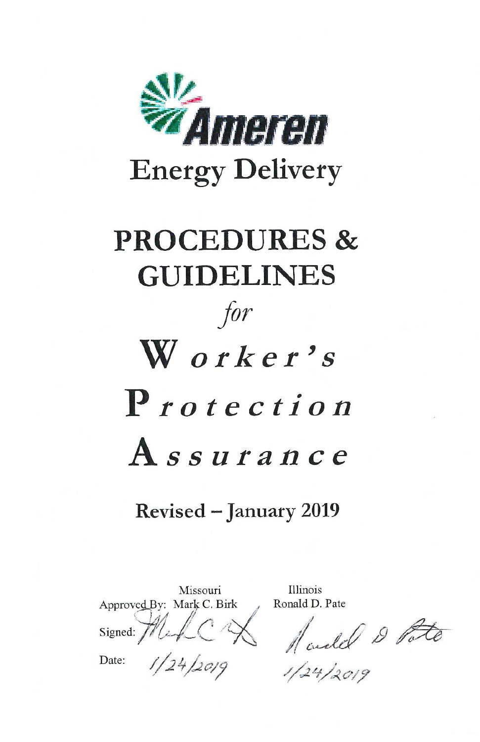Ameren

# Energy Delivery

# PROCEDURES & GUIDELINES

*for*

# Worker's Protection Assurance

**Revised – January 2019**

| | Missouri | Illinois |
|---|---|---|
| Approved By: | Mark C. Birk | Ronald D. Pate |
| Signed: | Mark C. Birk | Ronald D. Pate |
| Date: | 1/24/2019 | 1/24/2019 |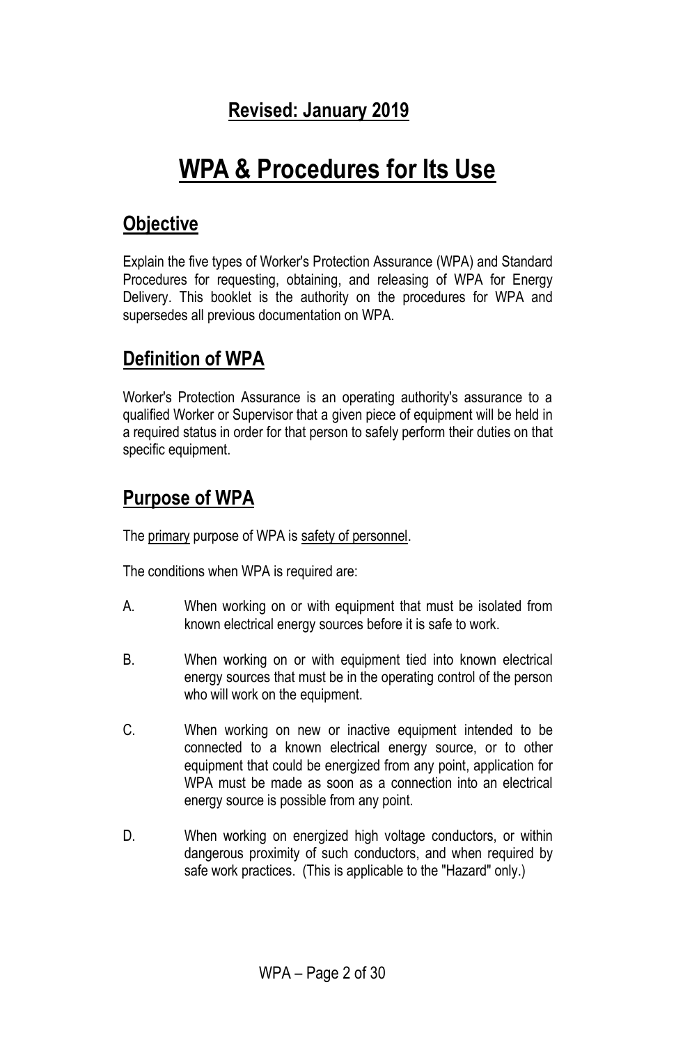## Revised: January 2019

# WPA & Procedures for Its Use

## Objective

Explain the five types of Worker's Protection Assurance (WPA) and Standard Procedures for requesting, obtaining, and releasing of WPA for Energy Delivery. This booklet is the authority on the procedures for WPA and supersedes all previous documentation on WPA.

## Definition of WPA

Worker's Protection Assurance is an operating authority's assurance to a qualified Worker or Supervisor that a given piece of equipment will be held in a required status in order for that person to safely perform their duties on that specific equipment.

## Purpose of WPA

The primary purpose of WPA is safety of personnel.

The conditions when WPA is required are:

A. When working on or with equipment that must be isolated from known electrical energy sources before it is safe to work.

B. When working on or with equipment tied into known electrical energy sources that must be in the operating control of the person who will work on the equipment.

C. When working on new or inactive equipment intended to be connected to a known electrical energy source, or to other equipment that could be energized from any point, application for WPA must be made as soon as a connection into an electrical energy source is possible from any point.

D. When working on energized high voltage conductors, or within dangerous proximity of such conductors, and when required by safe work practices. (This is applicable to the "Hazard" only.)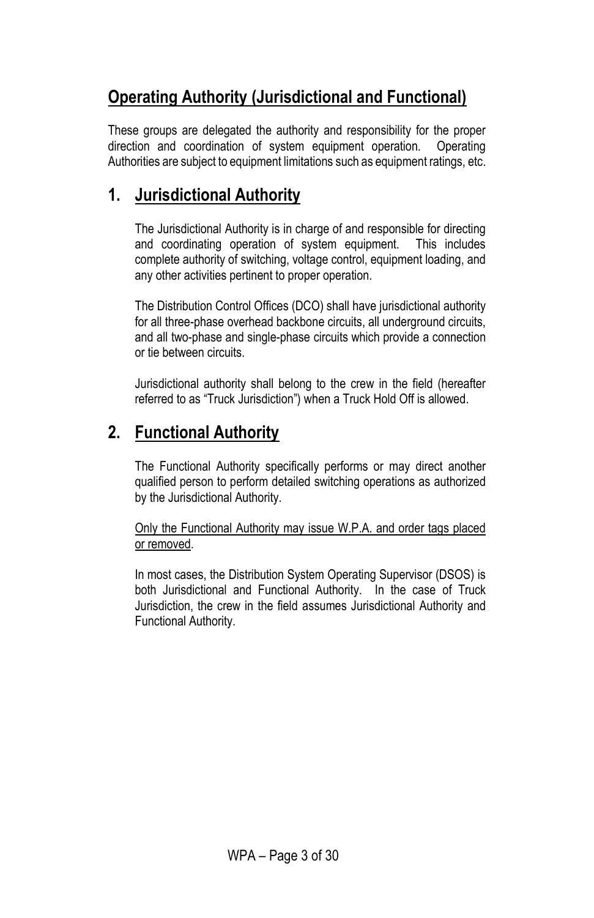## Operating Authority (Jurisdictional and Functional)

These groups are delegated the authority and responsibility for the proper direction and coordination of system equipment operation. Operating Authorities are subject to equipment limitations such as equipment ratings, etc.

## 1. Jurisdictional Authority

The Jurisdictional Authority is in charge of and responsible for directing and coordinating operation of system equipment. This includes complete authority of switching, voltage control, equipment loading, and any other activities pertinent to proper operation.

The Distribution Control Offices (DCO) shall have jurisdictional authority for all three-phase overhead backbone circuits, all underground circuits, and all two-phase and single-phase circuits which provide a connection or tie between circuits.

Jurisdictional authority shall belong to the crew in the field (hereafter referred to as "Truck Jurisdiction") when a Truck Hold Off is allowed.

## 2. Functional Authority

The Functional Authority specifically performs or may direct another qualified person to perform detailed switching operations as authorized by the Jurisdictional Authority.

<u>Only the Functional Authority may issue W.P.A. and order tags placed or removed</u>.

In most cases, the Distribution System Operating Supervisor (DSOS) is both Jurisdictional and Functional Authority. In the case of Truck Jurisdiction, the crew in the field assumes Jurisdictional Authority and Functional Authority.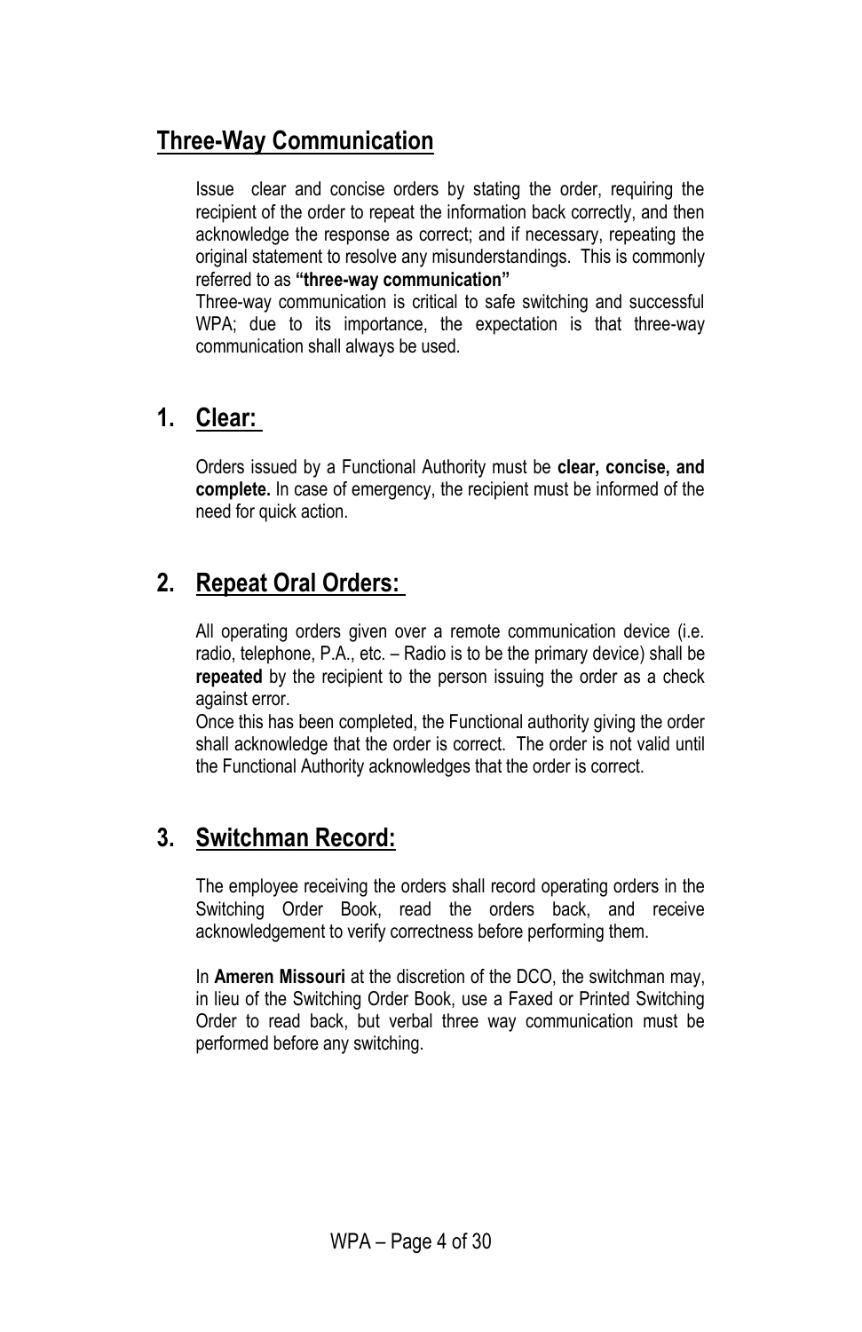## Three-Way Communication

Issue clear and concise orders by stating the order, requiring the recipient of the order to repeat the information back correctly, and then acknowledge the response as correct; and if necessary, repeating the original statement to resolve any misunderstandings. This is commonly referred to as **"three-way communication"**

Three-way communication is critical to safe switching and successful WPA; due to its importance, the expectation is that three-way communication shall always be used.

## 1. Clear:

Orders issued by a Functional Authority must be **clear, concise, and complete.** In case of emergency, the recipient must be informed of the need for quick action.

## 2. Repeat Oral Orders:

All operating orders given over a remote communication device (i.e. radio, telephone, P.A., etc. – Radio is to be the primary device) shall be **repeated** by the recipient to the person issuing the order as a check against error.

Once this has been completed, the Functional authority giving the order shall acknowledge that the order is correct. The order is not valid until the Functional Authority acknowledges that the order is correct.

## 3. Switchman Record:

The employee receiving the orders shall record operating orders in the Switching Order Book, read the orders back, and receive acknowledgement to verify correctness before performing them.

In **Ameren Missouri** at the discretion of the DCO, the switchman may, in lieu of the Switching Order Book, use a Faxed or Printed Switching Order to read back, but verbal three way communication must be performed before any switching.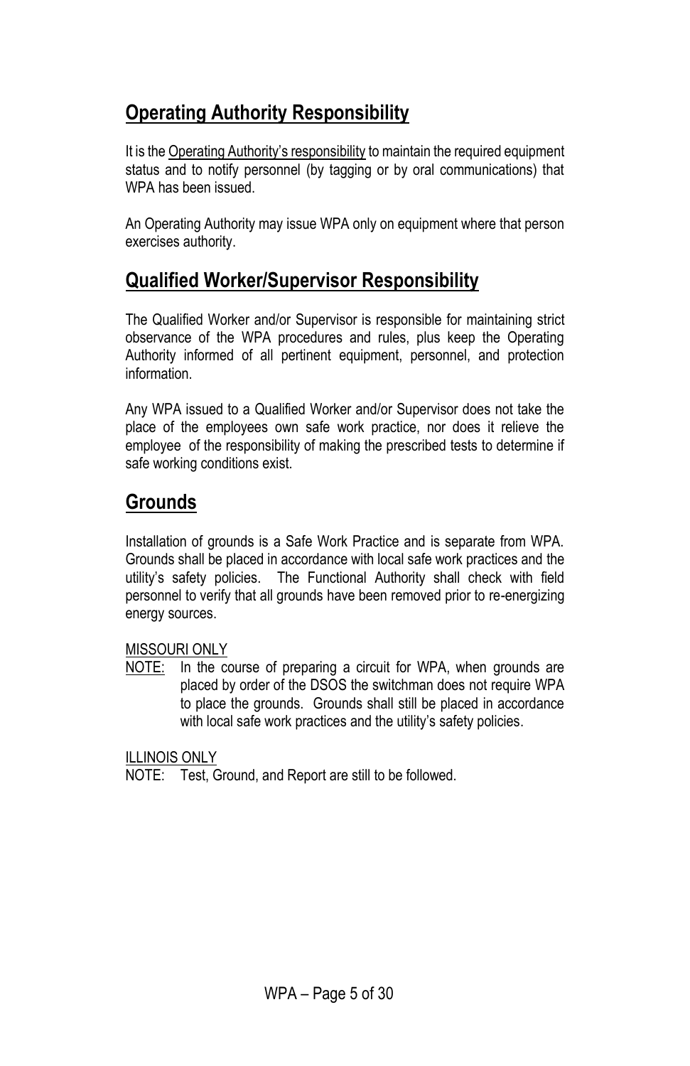## Operating Authority Responsibility

It is the Operating Authority's responsibility to maintain the required equipment status and to notify personnel (by tagging or by oral communications) that WPA has been issued.

An Operating Authority may issue WPA only on equipment where that person exercises authority.

## Qualified Worker/Supervisor Responsibility

The Qualified Worker and/or Supervisor is responsible for maintaining strict observance of the WPA procedures and rules, plus keep the Operating Authority informed of all pertinent equipment, personnel, and protection information.

Any WPA issued to a Qualified Worker and/or Supervisor does not take the place of the employees own safe work practice, nor does it relieve the employee of the responsibility of making the prescribed tests to determine if safe working conditions exist.

## Grounds

Installation of grounds is a Safe Work Practice and is separate from WPA. Grounds shall be placed in accordance with local safe work practices and the utility's safety policies. The Functional Authority shall check with field personnel to verify that all grounds have been removed prior to re-energizing energy sources.

MISSOURI ONLY

NOTE: In the course of preparing a circuit for WPA, when grounds are placed by order of the DSOS the switchman does not require WPA to place the grounds. Grounds shall still be placed in accordance with local safe work practices and the utility's safety policies.

ILLINOIS ONLY

NOTE: Test, Ground, and Report are still to be followed.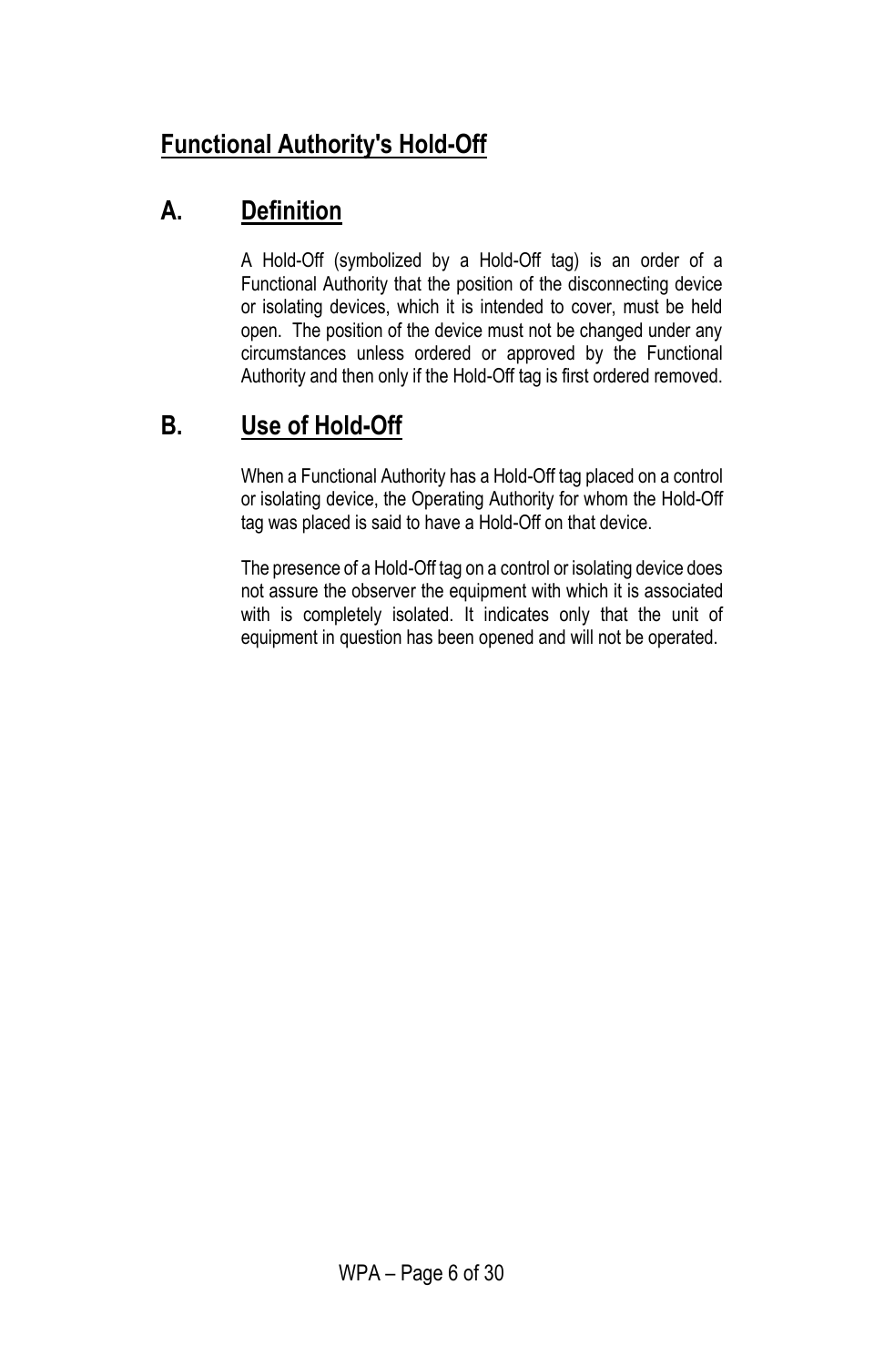# Functional Authority's Hold-Off

## A. Definition

A Hold-Off (symbolized by a Hold-Off tag) is an order of a Functional Authority that the position of the disconnecting device or isolating devices, which it is intended to cover, must be held open. The position of the device must not be changed under any circumstances unless ordered or approved by the Functional Authority and then only if the Hold-Off tag is first ordered removed.

## B. Use of Hold-Off

When a Functional Authority has a Hold-Off tag placed on a control or isolating device, the Operating Authority for whom the Hold-Off tag was placed is said to have a Hold-Off on that device.

The presence of a Hold-Off tag on a control or isolating device does not assure the observer the equipment with which it is associated with is completely isolated. It indicates only that the unit of equipment in question has been opened and will not be operated.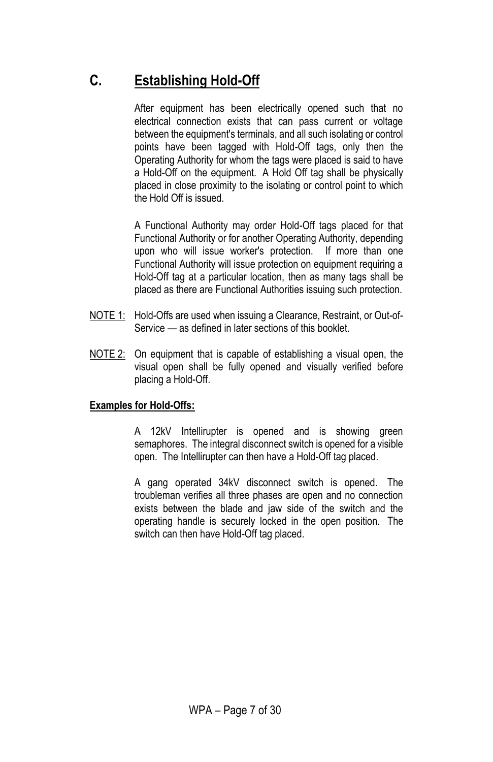## C. Establishing Hold-Off

After equipment has been electrically opened such that no electrical connection exists that can pass current or voltage between the equipment's terminals, and all such isolating or control points have been tagged with Hold-Off tags, only then the Operating Authority for whom the tags were placed is said to have a Hold-Off on the equipment. A Hold Off tag shall be physically placed in close proximity to the isolating or control point to which the Hold Off is issued.

A Functional Authority may order Hold-Off tags placed for that Functional Authority or for another Operating Authority, depending upon who will issue worker's protection. If more than one Functional Authority will issue protection on equipment requiring a Hold-Off tag at a particular location, then as many tags shall be placed as there are Functional Authorities issuing such protection.

NOTE 1: Hold-Offs are used when issuing a Clearance, Restraint, or Out-of-Service — as defined in later sections of this booklet.

NOTE 2: On equipment that is capable of establishing a visual open, the visual open shall be fully opened and visually verified before placing a Hold-Off.

**Examples for Hold-Offs:**

A 12kV Intellirupter is opened and is showing green semaphores. The integral disconnect switch is opened for a visible open. The Intellirupter can then have a Hold-Off tag placed.

A gang operated 34kV disconnect switch is opened. The troubleman verifies all three phases are open and no connection exists between the blade and jaw side of the switch and the operating handle is securely locked in the open position. The switch can then have Hold-Off tag placed.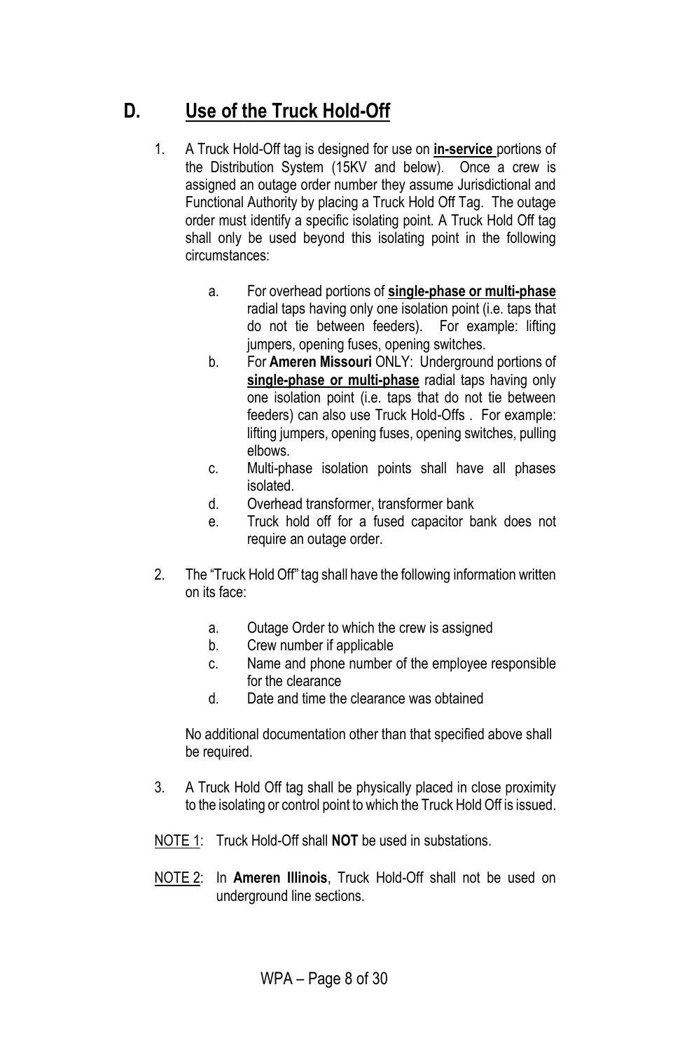## D. Use of the Truck Hold-Off

1. A Truck Hold-Off tag is designed for use on **in-service** portions of the Distribution System (15KV and below). Once a crew is assigned an outage order number they assume Jurisdictional and Functional Authority by placing a Truck Hold Off Tag. The outage order must identify a specific isolating point. A Truck Hold Off tag shall only be used beyond this isolating point in the following circumstances:

    a. For overhead portions of **single-phase or multi-phase** radial taps having only one isolation point (i.e. taps that do not tie between feeders). For example: lifting jumpers, opening fuses, opening switches.
    b. For **Ameren Missouri** ONLY: Underground portions of **single-phase or multi-phase** radial taps having only one isolation point (i.e. taps that do not tie between feeders) can also use Truck Hold-Offs . For example: lifting jumpers, opening fuses, opening switches, pulling elbows.
    c. Multi-phase isolation points shall have all phases isolated.
    d. Overhead transformer, transformer bank
    e. Truck hold off for a fused capacitor bank does not require an outage order.

2. The "Truck Hold Off" tag shall have the following information written on its face:

    a. Outage Order to which the crew is assigned
    b. Crew number if applicable
    c. Name and phone number of the employee responsible for the clearance
    d. Date and time the clearance was obtained

    No additional documentation other than that specified above shall be required.

3. A Truck Hold Off tag shall be physically placed in close proximity to the isolating or control point to which the Truck Hold Off is issued.

NOTE 1: Truck Hold-Off shall **NOT** be used in substations.

NOTE 2: In **Ameren Illinois**, Truck Hold-Off shall not be used on underground line sections.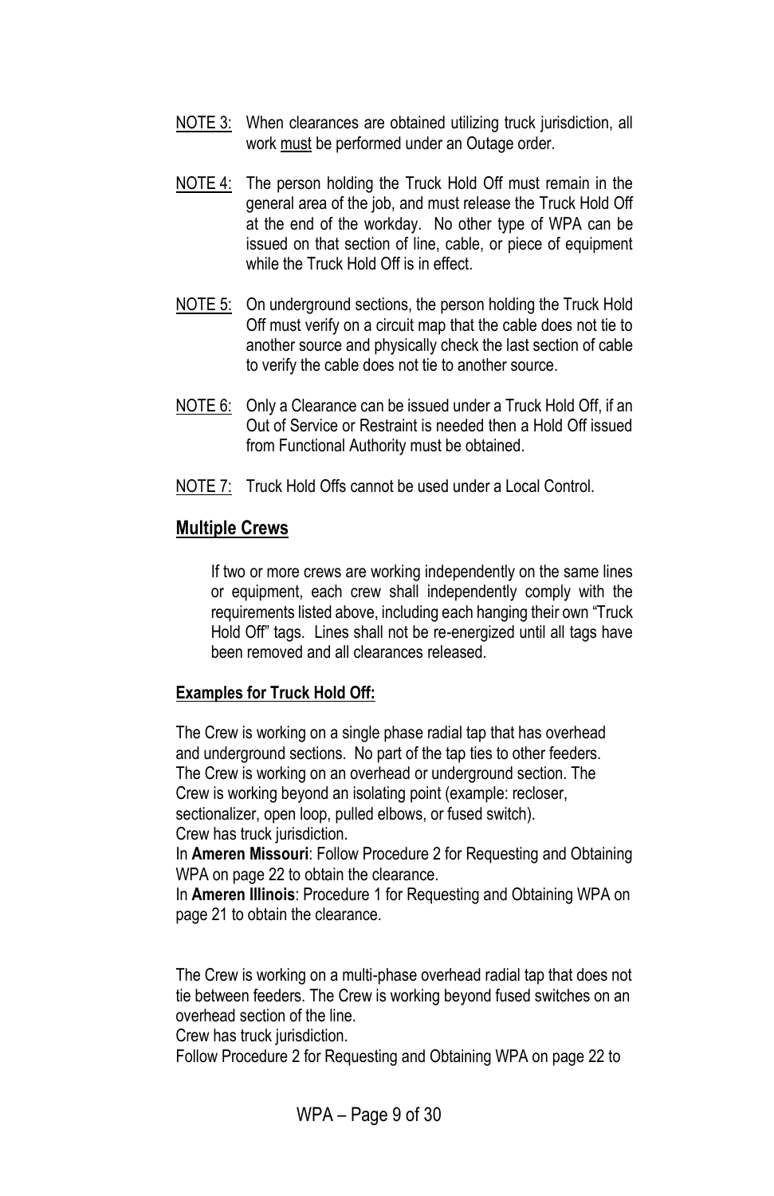NOTE 3: When clearances are obtained utilizing truck jurisdiction, all work must be performed under an Outage order.

NOTE 4: The person holding the Truck Hold Off must remain in the general area of the job, and must release the Truck Hold Off at the end of the workday. No other type of WPA can be issued on that section of line, cable, or piece of equipment while the Truck Hold Off is in effect.

NOTE 5: On underground sections, the person holding the Truck Hold Off must verify on a circuit map that the cable does not tie to another source and physically check the last section of cable to verify the cable does not tie to another source.

NOTE 6: Only a Clearance can be issued under a Truck Hold Off, if an Out of Service or Restraint is needed then a Hold Off issued from Functional Authority must be obtained.

NOTE 7: Truck Hold Offs cannot be used under a Local Control.

## Multiple Crews

If two or more crews are working independently on the same lines or equipment, each crew shall independently comply with the requirements listed above, including each hanging their own "Truck Hold Off" tags. Lines shall not be re-energized until all tags have been removed and all clearances released.

### Examples for Truck Hold Off:

The Crew is working on a single phase radial tap that has overhead and underground sections. No part of the tap ties to other feeders. The Crew is working on an overhead or underground section. The Crew is working beyond an isolating point (example: recloser, sectionalizer, open loop, pulled elbows, or fused switch).
Crew has truck jurisdiction.
In **Ameren Missouri**: Follow Procedure 2 for Requesting and Obtaining WPA on page 22 to obtain the clearance.
In **Ameren Illinois**: Procedure 1 for Requesting and Obtaining WPA on page 21 to obtain the clearance.

The Crew is working on a multi-phase overhead radial tap that does not tie between feeders. The Crew is working beyond fused switches on an overhead section of the line.
Crew has truck jurisdiction.
Follow Procedure 2 for Requesting and Obtaining WPA on page 22 to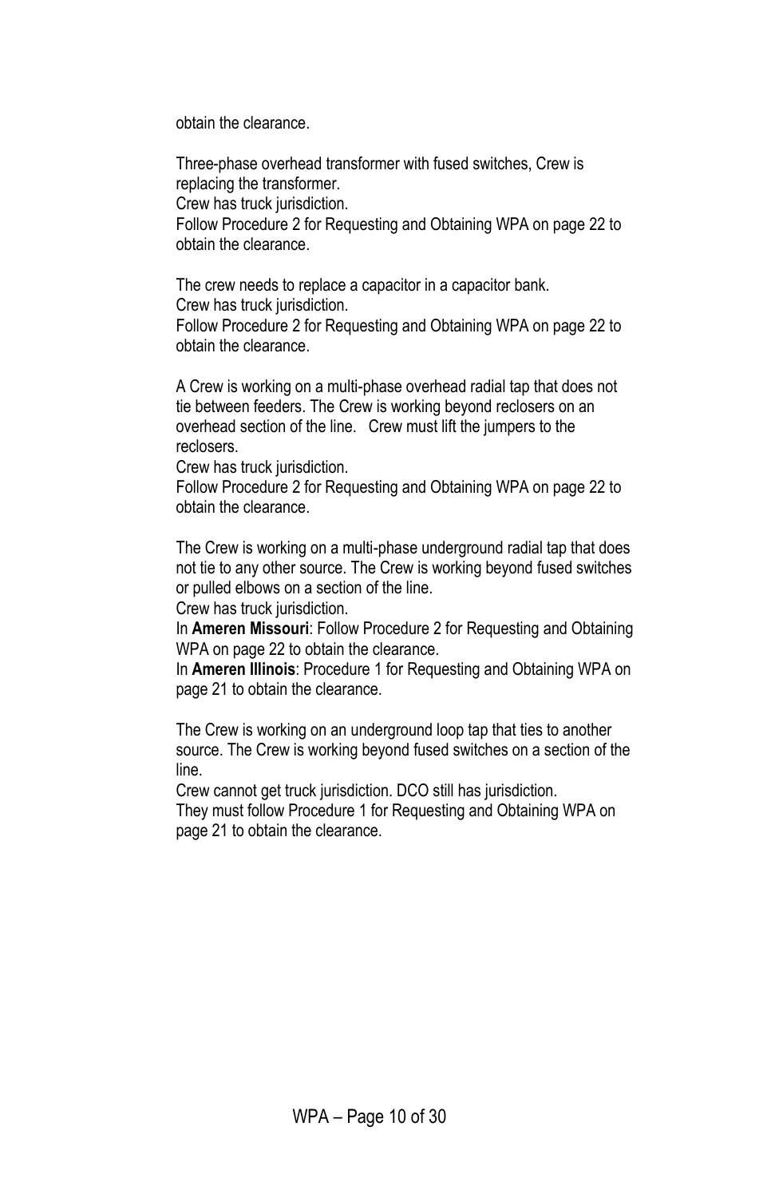obtain the clearance.

Three-phase overhead transformer with fused switches, Crew is replacing the transformer.
Crew has truck jurisdiction.
Follow Procedure 2 for Requesting and Obtaining WPA on page 22 to obtain the clearance.

The crew needs to replace a capacitor in a capacitor bank.
Crew has truck jurisdiction.
Follow Procedure 2 for Requesting and Obtaining WPA on page 22 to obtain the clearance.

A Crew is working on a multi-phase overhead radial tap that does not tie between feeders. The Crew is working beyond reclosers on an overhead section of the line. Crew must lift the jumpers to the reclosers.
Crew has truck jurisdiction.
Follow Procedure 2 for Requesting and Obtaining WPA on page 22 to obtain the clearance.

The Crew is working on a multi-phase underground radial tap that does not tie to any other source. The Crew is working beyond fused switches or pulled elbows on a section of the line.
Crew has truck jurisdiction.
In **Ameren Missouri**: Follow Procedure 2 for Requesting and Obtaining WPA on page 22 to obtain the clearance.
In **Ameren Illinois**: Procedure 1 for Requesting and Obtaining WPA on page 21 to obtain the clearance.

The Crew is working on an underground loop tap that ties to another source. The Crew is working beyond fused switches on a section of the line.
Crew cannot get truck jurisdiction. DCO still has jurisdiction.
They must follow Procedure 1 for Requesting and Obtaining WPA on page 21 to obtain the clearance.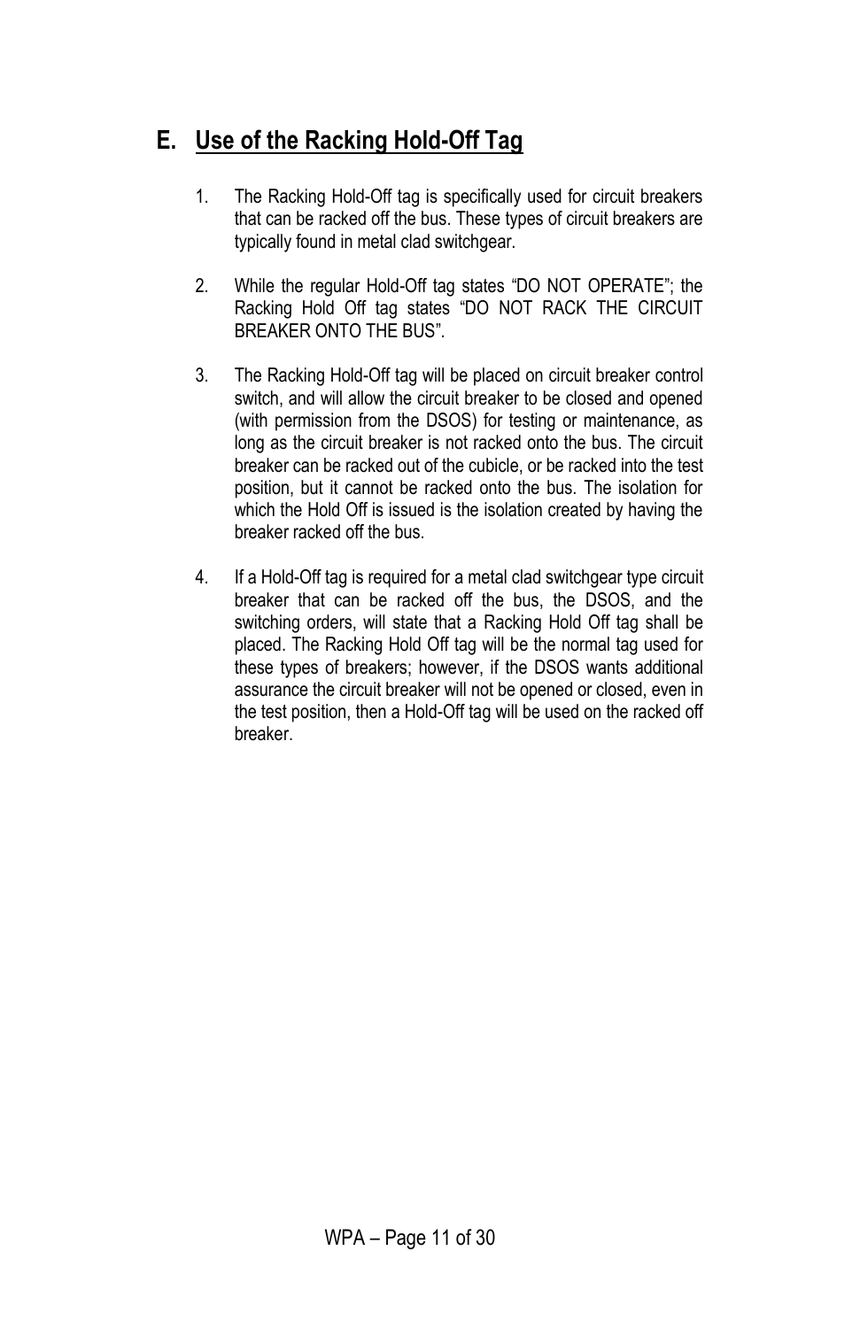## E. Use of the Racking Hold-Off Tag

1. The Racking Hold-Off tag is specifically used for circuit breakers that can be racked off the bus. These types of circuit breakers are typically found in metal clad switchgear.

2. While the regular Hold-Off tag states “DO NOT OPERATE”; the Racking Hold Off tag states “DO NOT RACK THE CIRCUIT BREAKER ONTO THE BUS”.

3. The Racking Hold-Off tag will be placed on circuit breaker control switch, and will allow the circuit breaker to be closed and opened (with permission from the DSOS) for testing or maintenance, as long as the circuit breaker is not racked onto the bus. The circuit breaker can be racked out of the cubicle, or be racked into the test position, but it cannot be racked onto the bus. The isolation for which the Hold Off is issued is the isolation created by having the breaker racked off the bus.

4. If a Hold-Off tag is required for a metal clad switchgear type circuit breaker that can be racked off the bus, the DSOS, and the switching orders, will state that a Racking Hold Off tag shall be placed. The Racking Hold Off tag will be the normal tag used for these types of breakers; however, if the DSOS wants additional assurance the circuit breaker will not be opened or closed, even in the test position, then a Hold-Off tag will be used on the racked off breaker.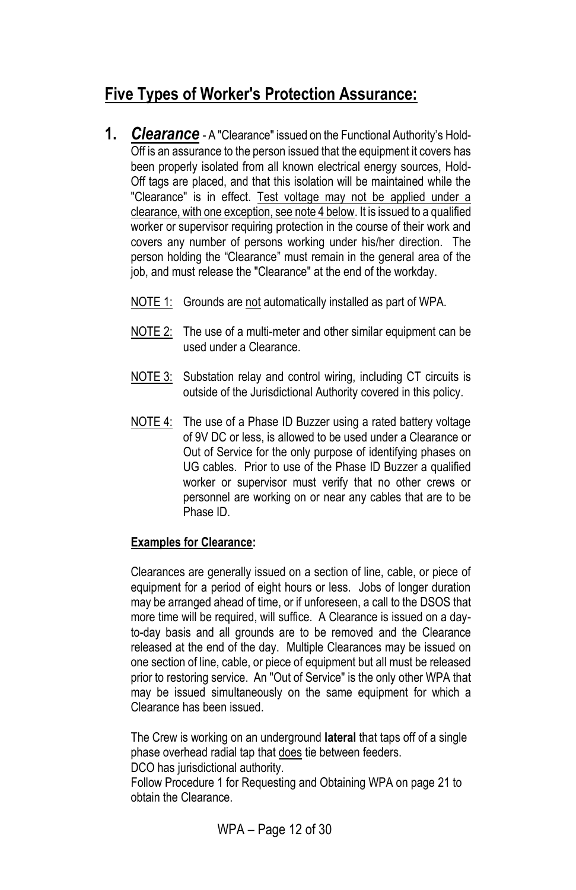## Five Types of Worker's Protection Assurance:

1. ***Clearance*** - A "Clearance" issued on the Functional Authority's Hold-Off is an assurance to the person issued that the equipment it covers has been properly isolated from all known electrical energy sources, Hold-Off tags are placed, and that this isolation will be maintained while the "Clearance" is in effect. <u>Test voltage may not be applied under a clearance, with one exception, see note 4 below</u>. It is issued to a qualified worker or supervisor requiring protection in the course of their work and covers any number of persons working under his/her direction. The person holding the "Clearance" must remain in the general area of the job, and must release the "Clearance" at the end of the workday.

   <u>NOTE 1:</u> Grounds are <u>not</u> automatically installed as part of WPA.

   <u>NOTE 2:</u> The use of a multi-meter and other similar equipment can be used under a Clearance.

   <u>NOTE 3:</u> Substation relay and control wiring, including CT circuits is outside of the Jurisdictional Authority covered in this policy.

   <u>NOTE 4:</u> The use of a Phase ID Buzzer using a rated battery voltage of 9V DC or less, is allowed to be used under a Clearance or Out of Service for the only purpose of identifying phases on UG cables. Prior to use of the Phase ID Buzzer a qualified worker or supervisor must verify that no other crews or personnel are working on or near any cables that are to be Phase ID.

   **<u>Examples for Clearance</u>:**

   Clearances are generally issued on a section of line, cable, or piece of equipment for a period of eight hours or less. Jobs of longer duration may be arranged ahead of time, or if unforeseen, a call to the DSOS that more time will be required, will suffice. A Clearance is issued on a day-to-day basis and all grounds are to be removed and the Clearance released at the end of the day. Multiple Clearances may be issued on one section of line, cable, or piece of equipment but all must be released prior to restoring service. An "Out of Service" is the only other WPA that may be issued simultaneously on the same equipment for which a Clearance has been issued.

   The Crew is working on an underground **lateral** that taps off of a single phase overhead radial tap that <u>does</u> tie between feeders.
   DCO has jurisdictional authority.
   Follow Procedure 1 for Requesting and Obtaining WPA on page 21 to obtain the Clearance.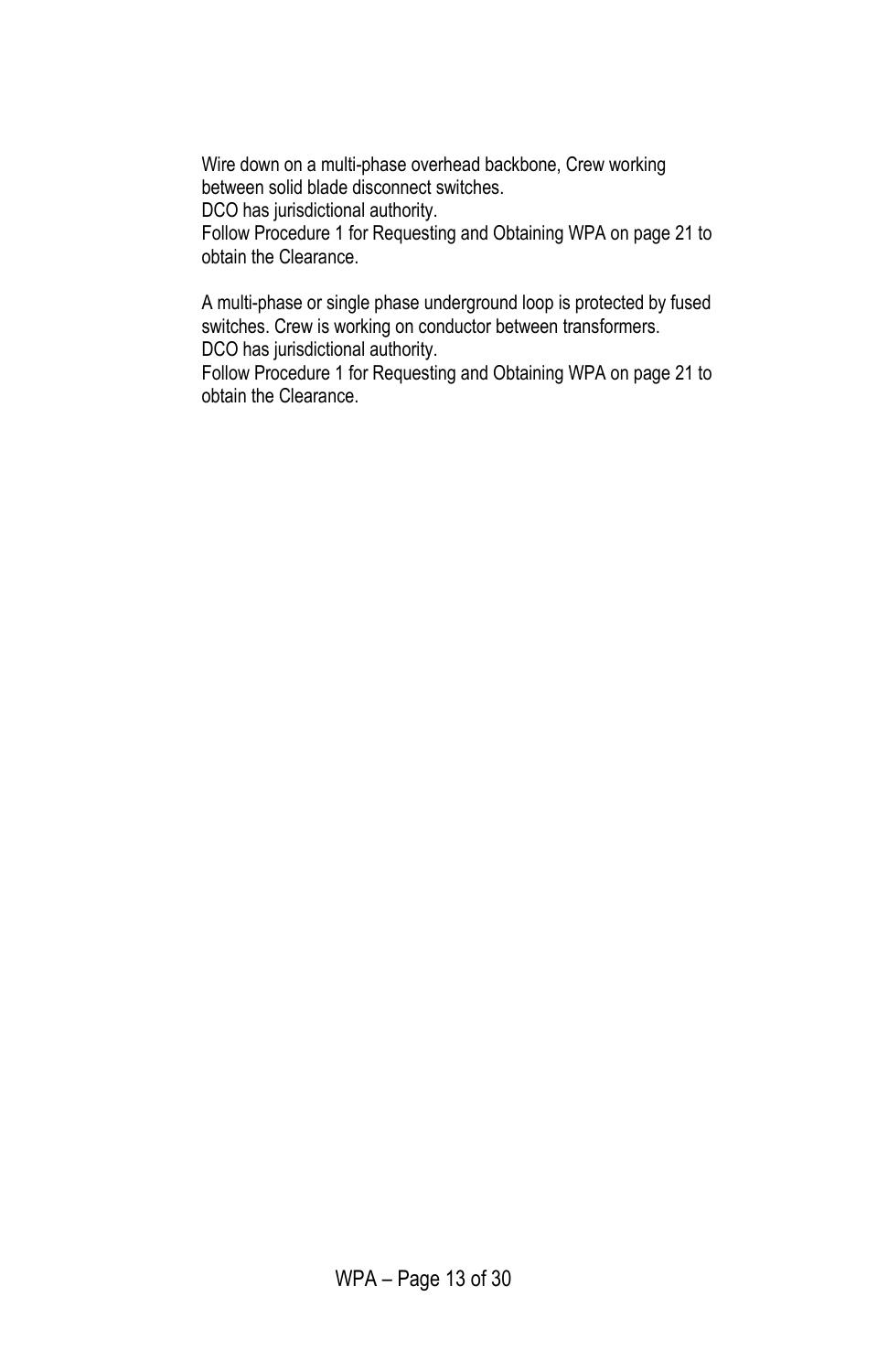Wire down on a multi-phase overhead backbone, Crew working between solid blade disconnect switches.
DCO has jurisdictional authority.
Follow Procedure 1 for Requesting and Obtaining WPA on page 21 to obtain the Clearance.

A multi-phase or single phase underground loop is protected by fused switches. Crew is working on conductor between transformers.
DCO has jurisdictional authority.
Follow Procedure 1 for Requesting and Obtaining WPA on page 21 to obtain the Clearance.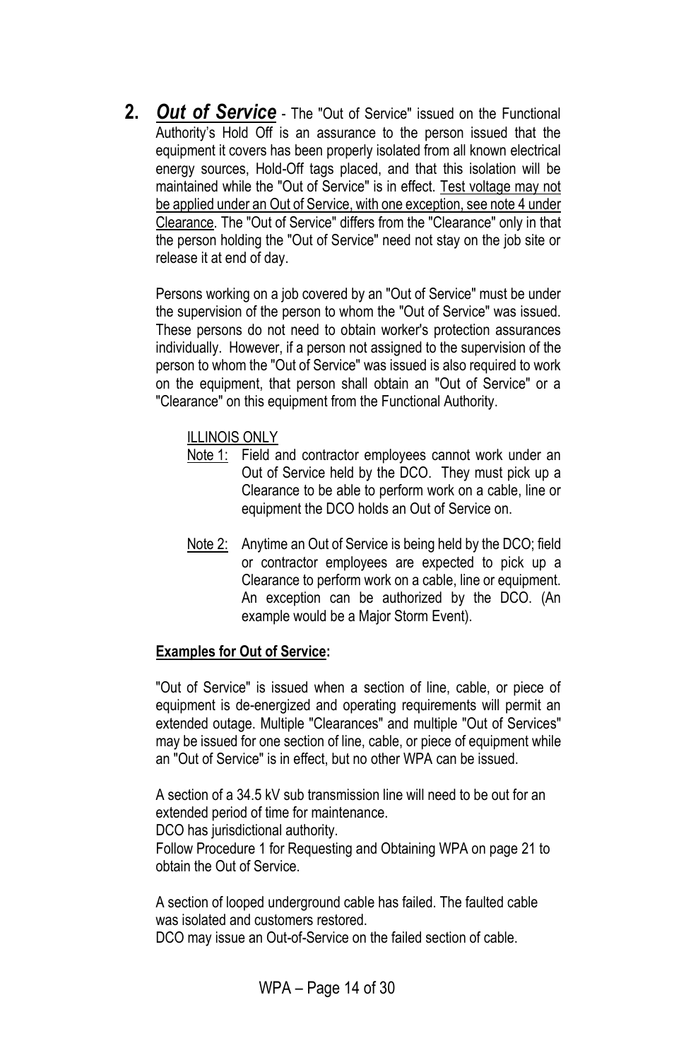**2. *Out of Service*** - The "Out of Service" issued on the Functional Authority's Hold Off is an assurance to the person issued that the equipment it covers has been properly isolated from all known electrical energy sources, Hold-Off tags placed, and that this isolation will be maintained while the "Out of Service" is in effect. Test voltage may not be applied under an Out of Service, with one exception, see note 4 under Clearance. The "Out of Service" differs from the "Clearance" only in that the person holding the "Out of Service" need not stay on the job site or release it at end of day.

Persons working on a job covered by an "Out of Service" must be under the supervision of the person to whom the "Out of Service" was issued. These persons do not need to obtain worker's protection assurances individually. However, if a person not assigned to the supervision of the person to whom the "Out of Service" was issued is also required to work on the equipment, that person shall obtain an "Out of Service" or a "Clearance" on this equipment from the Functional Authority.

ILLINOIS ONLY

Note 1: Field and contractor employees cannot work under an Out of Service held by the DCO. They must pick up a Clearance to be able to perform work on a cable, line or equipment the DCO holds an Out of Service on.

Note 2: Anytime an Out of Service is being held by the DCO; field or contractor employees are expected to pick up a Clearance to perform work on a cable, line or equipment. An exception can be authorized by the DCO. (An example would be a Major Storm Event).

**Examples for Out of Service:**

"Out of Service" is issued when a section of line, cable, or piece of equipment is de-energized and operating requirements will permit an extended outage. Multiple "Clearances" and multiple "Out of Services" may be issued for one section of line, cable, or piece of equipment while an "Out of Service" is in effect, but no other WPA can be issued.

A section of a 34.5 kV sub transmission line will need to be out for an extended period of time for maintenance.
DCO has jurisdictional authority.
Follow Procedure 1 for Requesting and Obtaining WPA on page 21 to obtain the Out of Service.

A section of looped underground cable has failed. The faulted cable was isolated and customers restored.
DCO may issue an Out-of-Service on the failed section of cable.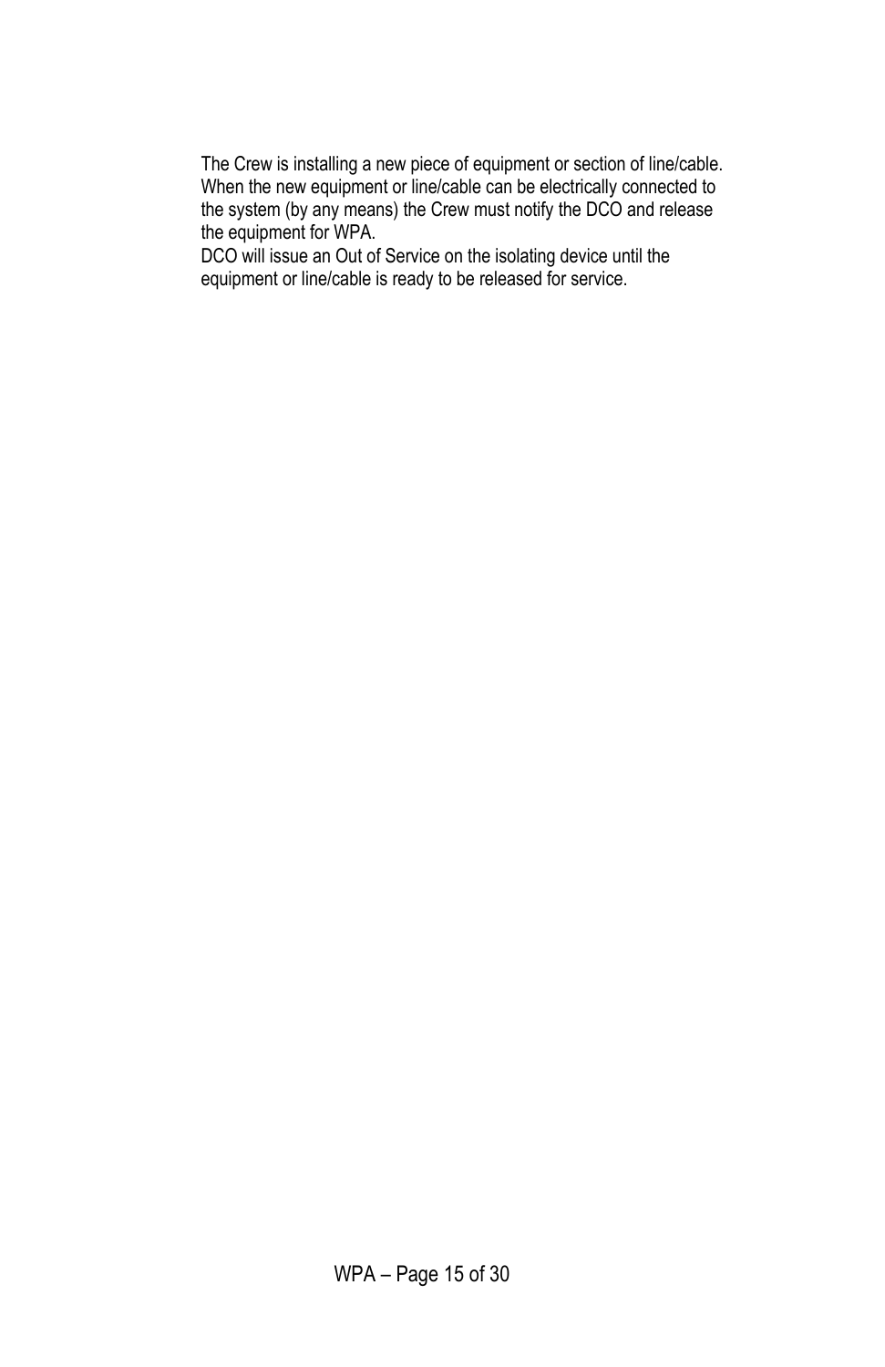The Crew is installing a new piece of equipment or section of line/cable. When the new equipment or line/cable can be electrically connected to the system (by any means) the Crew must notify the DCO and release the equipment for WPA.

DCO will issue an Out of Service on the isolating device until the equipment or line/cable is ready to be released for service.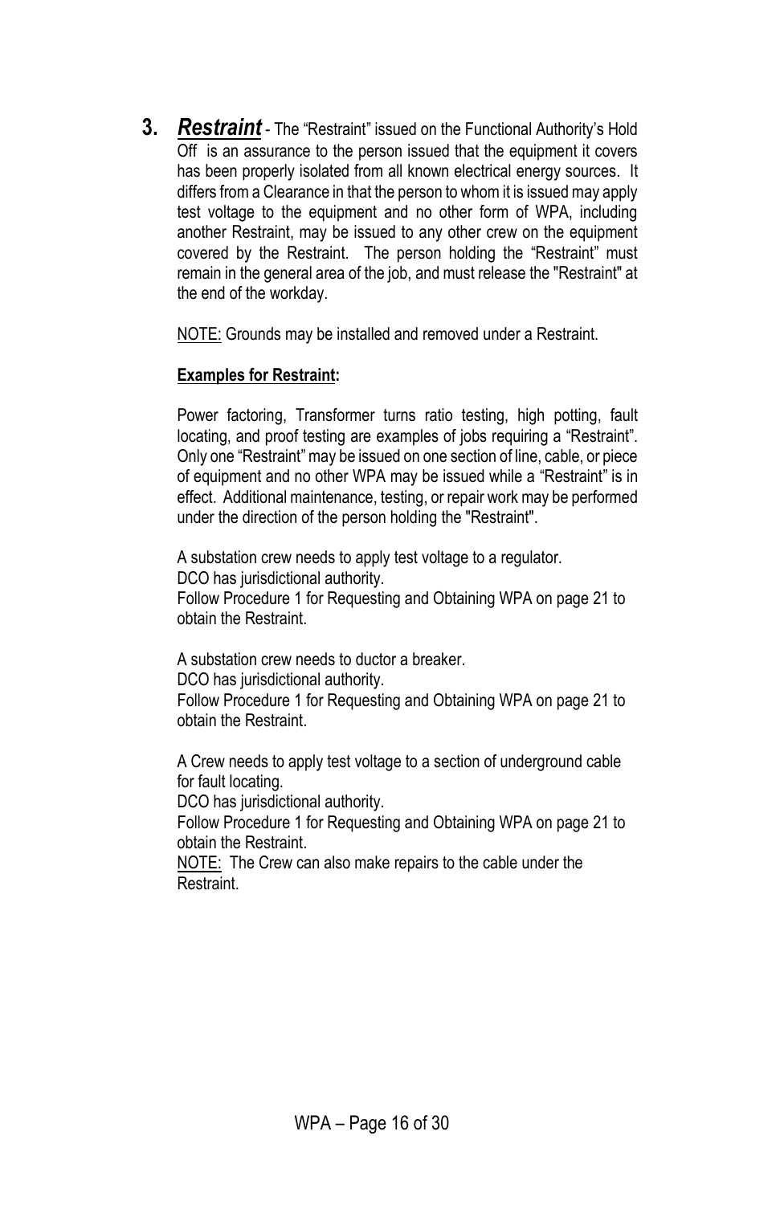3. ***Restraint*** - The "Restraint" issued on the Functional Authority's Hold Off is an assurance to the person issued that the equipment it covers has been properly isolated from all known electrical energy sources. It differs from a Clearance in that the person to whom it is issued may apply test voltage to the equipment and no other form of WPA, including another Restraint, may be issued to any other crew on the equipment covered by the Restraint. The person holding the "Restraint" must remain in the general area of the job, and must release the "Restraint" at the end of the workday.

   NOTE: Grounds may be installed and removed under a Restraint.

   **Examples for Restraint:**

   Power factoring, Transformer turns ratio testing, high potting, fault locating, and proof testing are examples of jobs requiring a "Restraint". Only one "Restraint" may be issued on one section of line, cable, or piece of equipment and no other WPA may be issued while a "Restraint" is in effect. Additional maintenance, testing, or repair work may be performed under the direction of the person holding the "Restraint".

   A substation crew needs to apply test voltage to a regulator.
   DCO has jurisdictional authority.
   Follow Procedure 1 for Requesting and Obtaining WPA on page 21 to obtain the Restraint.

   A substation crew needs to ductor a breaker.
   DCO has jurisdictional authority.
   Follow Procedure 1 for Requesting and Obtaining WPA on page 21 to obtain the Restraint.

   A Crew needs to apply test voltage to a section of underground cable for fault locating.
   DCO has jurisdictional authority.
   Follow Procedure 1 for Requesting and Obtaining WPA on page 21 to obtain the Restraint.
   NOTE: The Crew can also make repairs to the cable under the Restraint.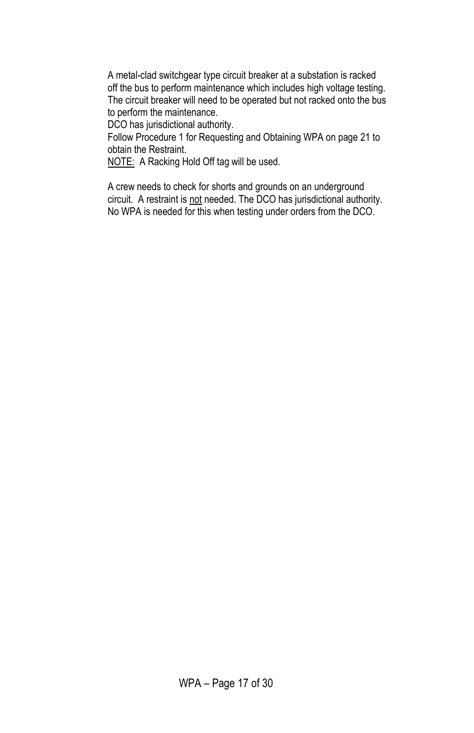A metal-clad switchgear type circuit breaker at a substation is racked off the bus to perform maintenance which includes high voltage testing. The circuit breaker will need to be operated but not racked onto the bus to perform the maintenance.

DCO has jurisdictional authority.

Follow Procedure 1 for Requesting and Obtaining WPA on page 21 to obtain the Restraint.

<u>NOTE:</u> A Racking Hold Off tag will be used.

A crew needs to check for shorts and grounds on an underground circuit. A restraint is <u>not</u> needed. The DCO has jurisdictional authority. No WPA is needed for this when testing under orders from the DCO.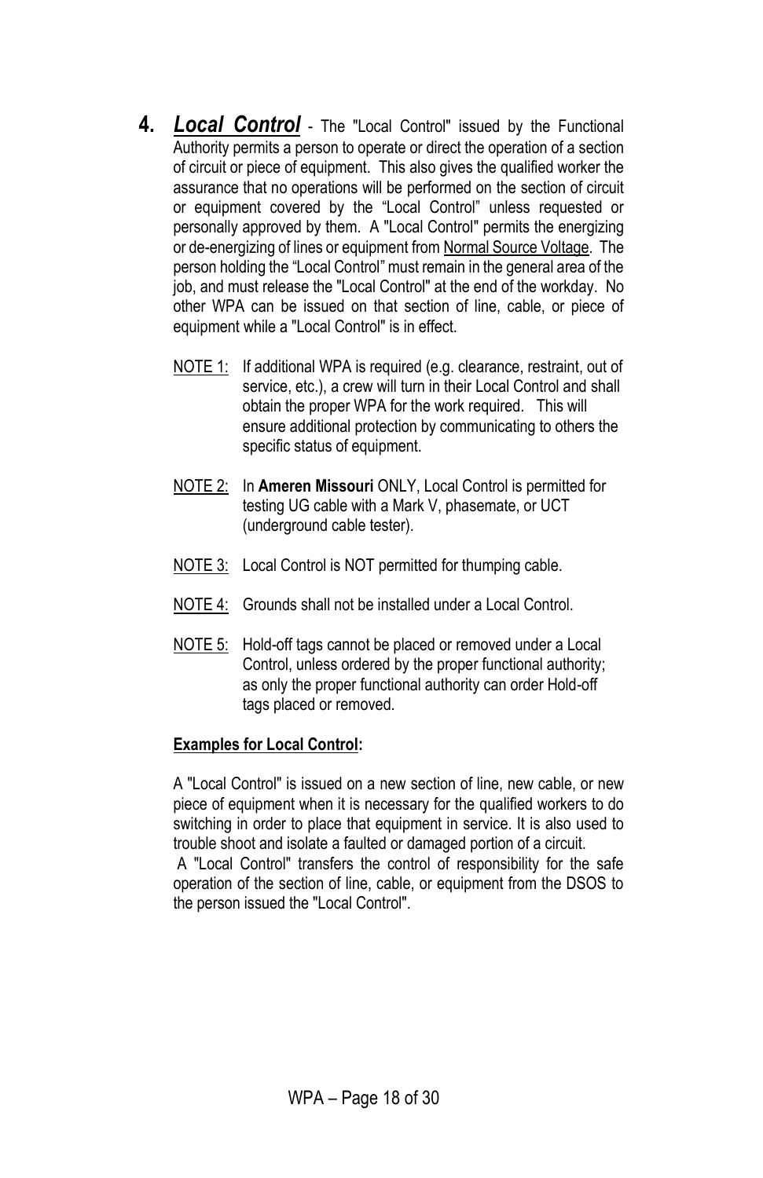4. ***Local Control*** - The "Local Control" issued by the Functional Authority permits a person to operate or direct the operation of a section of circuit or piece of equipment. This also gives the qualified worker the assurance that no operations will be performed on the section of circuit or equipment covered by the "Local Control" unless requested or personally approved by them. A "Local Control" permits the energizing or de-energizing of lines or equipment from Normal Source Voltage. The person holding the "Local Control" must remain in the general area of the job, and must release the "Local Control" at the end of the workday. No other WPA can be issued on that section of line, cable, or piece of equipment while a "Local Control" is in effect.

   NOTE 1: If additional WPA is required (e.g. clearance, restraint, out of service, etc.), a crew will turn in their Local Control and shall obtain the proper WPA for the work required. This will ensure additional protection by communicating to others the specific status of equipment.

   NOTE 2: In **Ameren Missouri** ONLY, Local Control is permitted for testing UG cable with a Mark V, phasemate, or UCT (underground cable tester).

   NOTE 3: Local Control is NOT permitted for thumping cable.

   NOTE 4: Grounds shall not be installed under a Local Control.

   NOTE 5: Hold-off tags cannot be placed or removed under a Local Control, unless ordered by the proper functional authority; as only the proper functional authority can order Hold-off tags placed or removed.

   **Examples for Local Control:**

   A "Local Control" is issued on a new section of line, new cable, or new piece of equipment when it is necessary for the qualified workers to do switching in order to place that equipment in service. It is also used to trouble shoot and isolate a faulted or damaged portion of a circuit.
   A "Local Control" transfers the control of responsibility for the safe operation of the section of line, cable, or equipment from the DSOS to the person issued the "Local Control".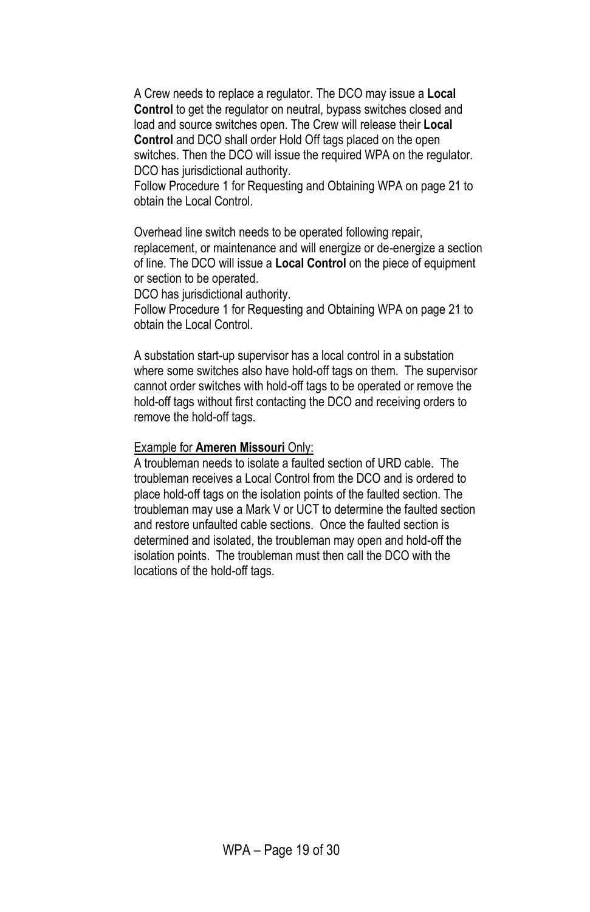A Crew needs to replace a regulator. The DCO may issue a **Local Control** to get the regulator on neutral, bypass switches closed and load and source switches open. The Crew will release their **Local Control** and DCO shall order Hold Off tags placed on the open switches. Then the DCO will issue the required WPA on the regulator. DCO has jurisdictional authority.
Follow Procedure 1 for Requesting and Obtaining WPA on page 21 to obtain the Local Control.

Overhead line switch needs to be operated following repair, replacement, or maintenance and will energize or de-energize a section of line. The DCO will issue a **Local Control** on the piece of equipment or section to be operated.
DCO has jurisdictional authority.
Follow Procedure 1 for Requesting and Obtaining WPA on page 21 to obtain the Local Control.

A substation start-up supervisor has a local control in a substation where some switches also have hold-off tags on them. The supervisor cannot order switches with hold-off tags to be operated or remove the hold-off tags without first contacting the DCO and receiving orders to remove the hold-off tags.

<u>Example for **Ameren Missouri** Only:</u>
A troubleman needs to isolate a faulted section of URD cable. The troubleman receives a Local Control from the DCO and is ordered to place hold-off tags on the isolation points of the faulted section. The troubleman may use a Mark V or UCT to determine the faulted section and restore unfaulted cable sections. Once the faulted section is determined and isolated, the troubleman may open and hold-off the isolation points. The troubleman must then call the DCO with the locations of the hold-off tags.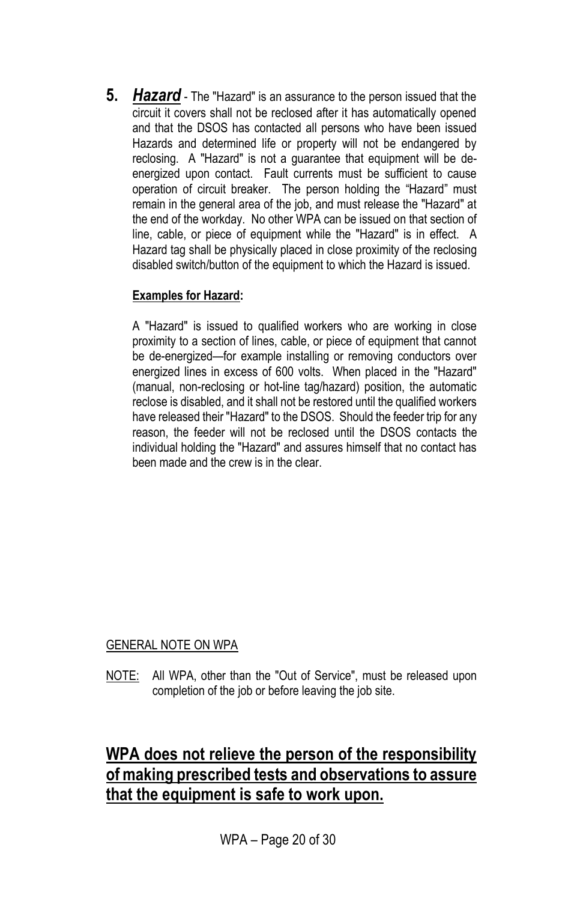**5.** ***Hazard*** - The "Hazard" is an assurance to the person issued that the circuit it covers shall not be reclosed after it has automatically opened and that the DSOS has contacted all persons who have been issued Hazards and determined life or property will not be endangered by reclosing. A "Hazard" is not a guarantee that equipment will be de-energized upon contact. Fault currents must be sufficient to cause operation of circuit breaker. The person holding the "Hazard" must remain in the general area of the job, and must release the "Hazard" at the end of the workday. No other WPA can be issued on that section of line, cable, or piece of equipment while the "Hazard" is in effect. A Hazard tag shall be physically placed in close proximity of the reclosing disabled switch/button of the equipment to which the Hazard is issued.

**Examples for Hazard:**

A "Hazard" is issued to qualified workers who are working in close proximity to a section of lines, cable, or piece of equipment that cannot be de-energized—for example installing or removing conductors over energized lines in excess of 600 volts. When placed in the "Hazard" (manual, non-reclosing or hot-line tag/hazard) position, the automatic reclose is disabled, and it shall not be restored until the qualified workers have released their "Hazard" to the DSOS. Should the feeder trip for any reason, the feeder will not be reclosed until the DSOS contacts the individual holding the "Hazard" and assures himself that no contact has been made and the crew is in the clear.

GENERAL NOTE ON WPA

NOTE: All WPA, other than the "Out of Service", must be released upon completion of the job or before leaving the job site.

## WPA does not relieve the person of the responsibility of making prescribed tests and observations to assure that the equipment is safe to work upon.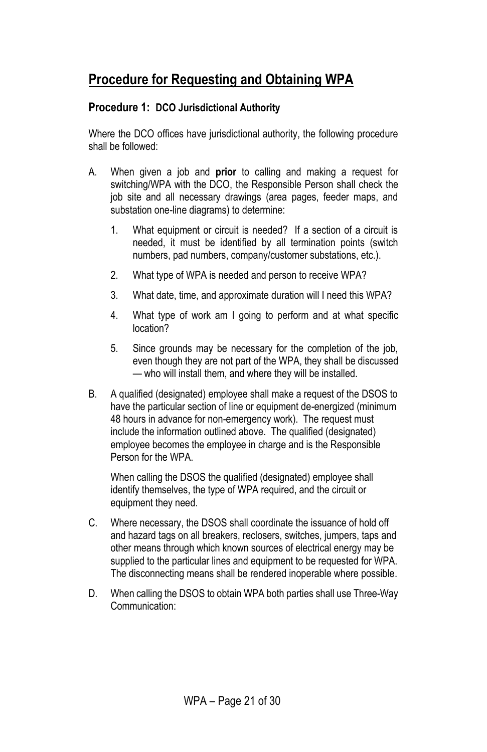# Procedure for Requesting and Obtaining WPA

## Procedure 1: DCO Jurisdictional Authority

Where the DCO offices have jurisdictional authority, the following procedure shall be followed:

A. When given a job and **prior** to calling and making a request for switching/WPA with the DCO, the Responsible Person shall check the job site and all necessary drawings (area pages, feeder maps, and substation one-line diagrams) to determine:

   1. What equipment or circuit is needed? If a section of a circuit is needed, it must be identified by all termination points (switch numbers, pad numbers, company/customer substations, etc.).

   2. What type of WPA is needed and person to receive WPA?

   3. What date, time, and approximate duration will I need this WPA?

   4. What type of work am I going to perform and at what specific location?

   5. Since grounds may be necessary for the completion of the job, even though they are not part of the WPA, they shall be discussed — who will install them, and where they will be installed.

B. A qualified (designated) employee shall make a request of the DSOS to have the particular section of line or equipment de-energized (minimum 48 hours in advance for non-emergency work). The request must include the information outlined above. The qualified (designated) employee becomes the employee in charge and is the Responsible Person for the WPA.

   When calling the DSOS the qualified (designated) employee shall identify themselves, the type of WPA required, and the circuit or equipment they need.

C. Where necessary, the DSOS shall coordinate the issuance of hold off and hazard tags on all breakers, reclosers, switches, jumpers, taps and other means through which known sources of electrical energy may be supplied to the particular lines and equipment to be requested for WPA. The disconnecting means shall be rendered inoperable where possible.

D. When calling the DSOS to obtain WPA both parties shall use Three-Way Communication: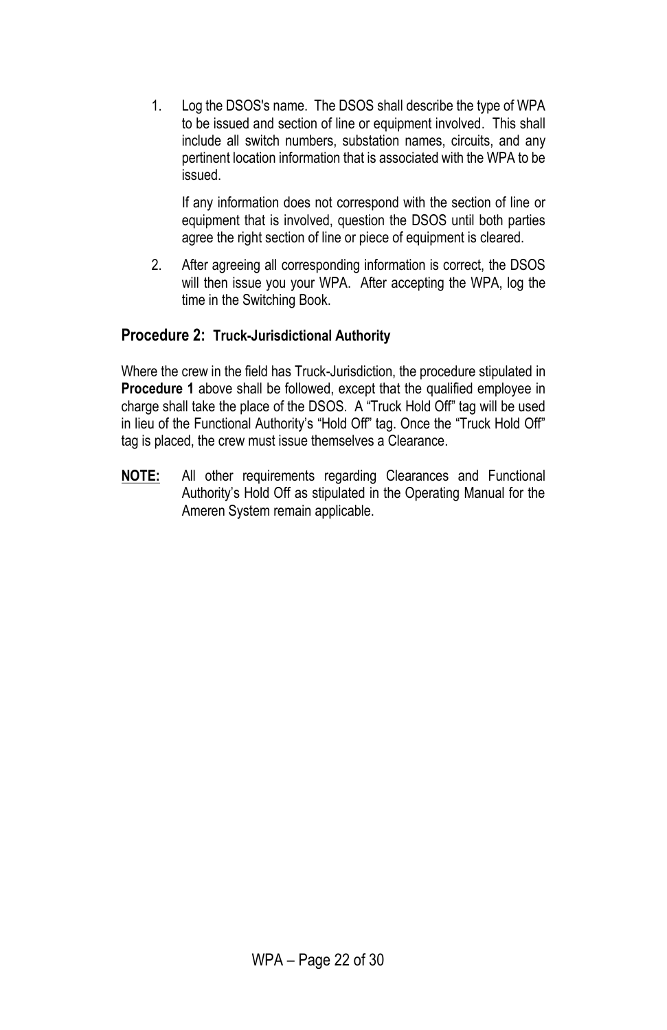1. Log the DSOS's name. The DSOS shall describe the type of WPA to be issued and section of line or equipment involved. This shall include all switch numbers, substation names, circuits, and any pertinent location information that is associated with the WPA to be issued.

   If any information does not correspond with the section of line or equipment that is involved, question the DSOS until both parties agree the right section of line or piece of equipment is cleared.

2. After agreeing all corresponding information is correct, the DSOS will then issue you your WPA. After accepting the WPA, log the time in the Switching Book.

### Procedure 2: Truck-Jurisdictional Authority

Where the crew in the field has Truck-Jurisdiction, the procedure stipulated in **Procedure 1** above shall be followed, except that the qualified employee in charge shall take the place of the DSOS. A "Truck Hold Off" tag will be used in lieu of the Functional Authority's "Hold Off" tag. Once the "Truck Hold Off" tag is placed, the crew must issue themselves a Clearance.

**NOTE:** All other requirements regarding Clearances and Functional Authority's Hold Off as stipulated in the Operating Manual for the Ameren System remain applicable.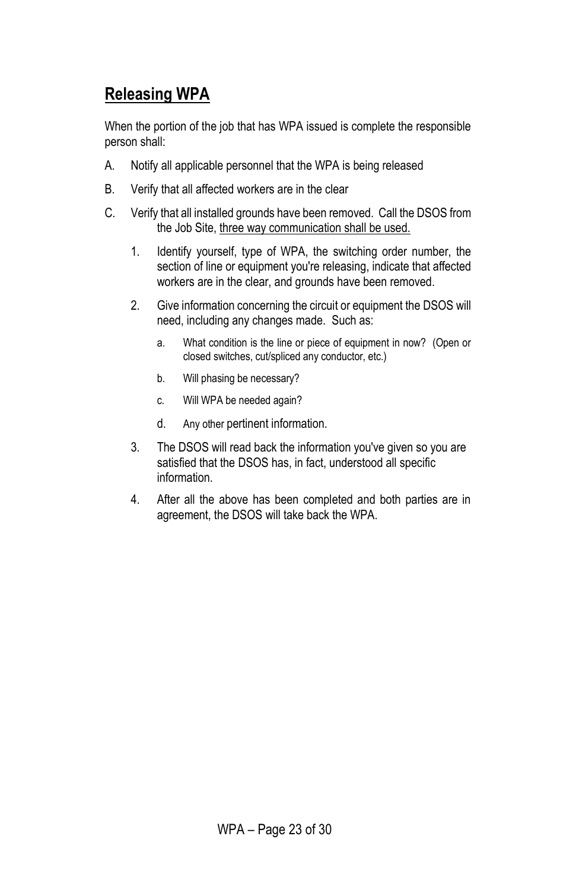## Releasing WPA

When the portion of the job that has WPA issued is complete the responsible person shall:

A. Notify all applicable personnel that the WPA is being released

B. Verify that all affected workers are in the clear

C. Verify that all installed grounds have been removed. Call the DSOS from the Job Site, <u>three way communication shall be used.</u>

   1. Identify yourself, type of WPA, the switching order number, the section of line or equipment you're releasing, indicate that affected workers are in the clear, and grounds have been removed.

   2. Give information concerning the circuit or equipment the DSOS will need, including any changes made. Such as:

      a. What condition is the line or piece of equipment in now? (Open or closed switches, cut/spliced any conductor, etc.)

      b. Will phasing be necessary?

      c. Will WPA be needed again?

      d. Any other pertinent information.

   3. The DSOS will read back the information you've given so you are satisfied that the DSOS has, in fact, understood all specific information.

   4. After all the above has been completed and both parties are in agreement, the DSOS will take back the WPA.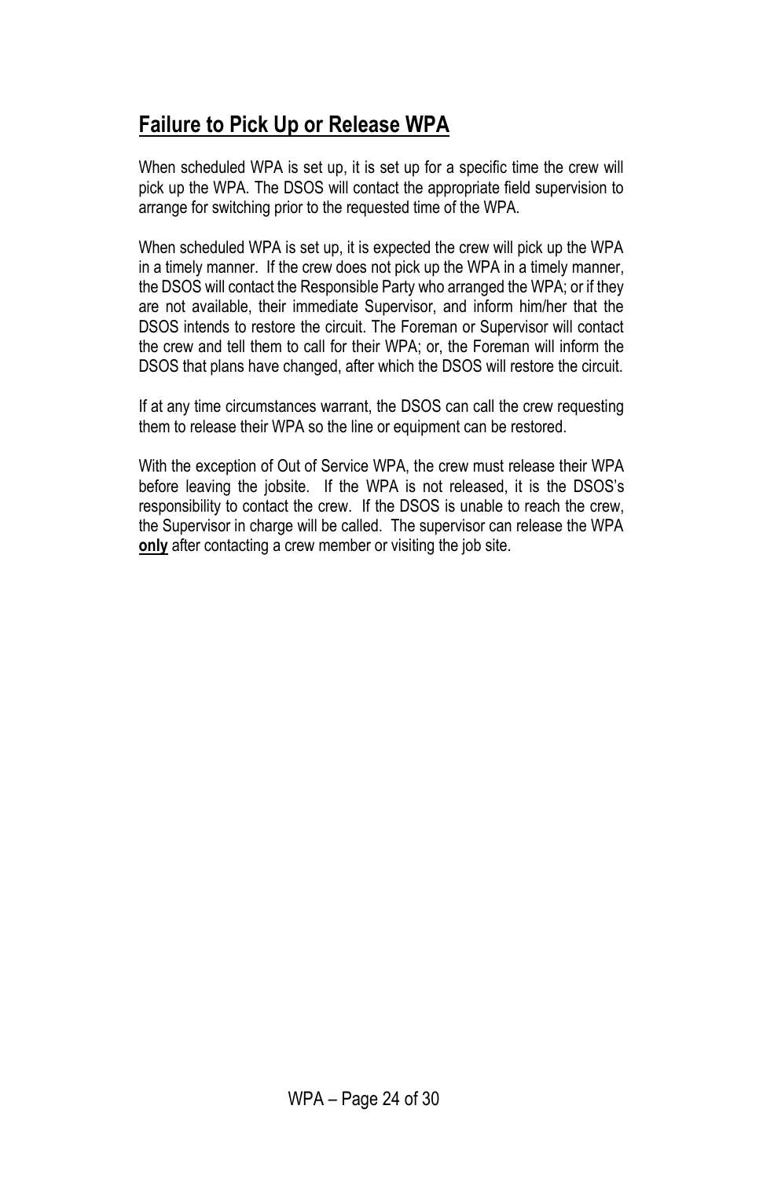## Failure to Pick Up or Release WPA

When scheduled WPA is set up, it is set up for a specific time the crew will pick up the WPA. The DSOS will contact the appropriate field supervision to arrange for switching prior to the requested time of the WPA.

When scheduled WPA is set up, it is expected the crew will pick up the WPA in a timely manner. If the crew does not pick up the WPA in a timely manner, the DSOS will contact the Responsible Party who arranged the WPA; or if they are not available, their immediate Supervisor, and inform him/her that the DSOS intends to restore the circuit. The Foreman or Supervisor will contact the crew and tell them to call for their WPA; or, the Foreman will inform the DSOS that plans have changed, after which the DSOS will restore the circuit.

If at any time circumstances warrant, the DSOS can call the crew requesting them to release their WPA so the line or equipment can be restored.

With the exception of Out of Service WPA, the crew must release their WPA before leaving the jobsite. If the WPA is not released, it is the DSOS's responsibility to contact the crew. If the DSOS is unable to reach the crew, the Supervisor in charge will be called. The supervisor can release the WPA **only** after contacting a crew member or visiting the job site.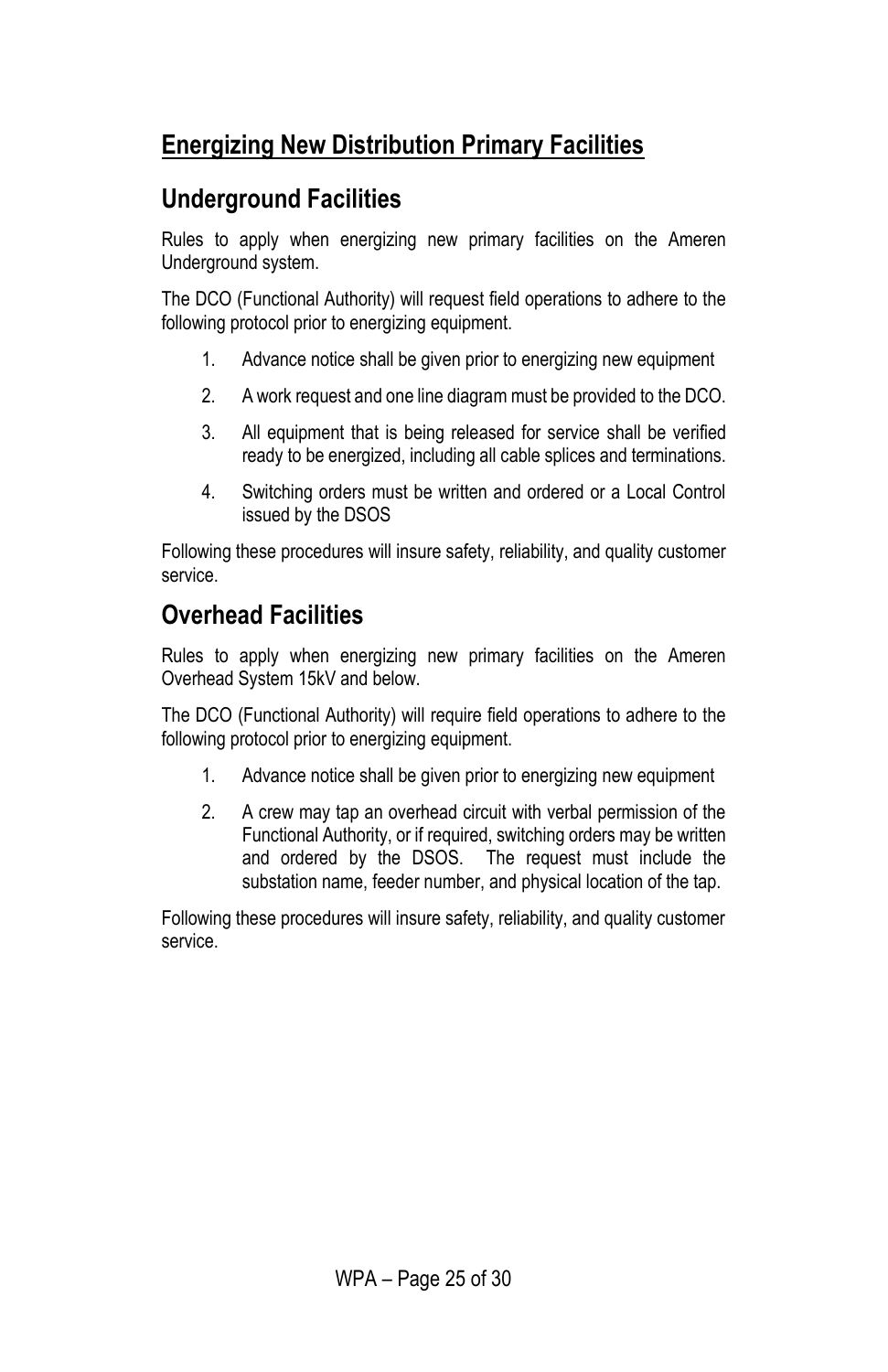## Energizing New Distribution Primary Facilities

## Underground Facilities

Rules to apply when energizing new primary facilities on the Ameren Underground system.

The DCO (Functional Authority) will request field operations to adhere to the following protocol prior to energizing equipment.

1. Advance notice shall be given prior to energizing new equipment
2. A work request and one line diagram must be provided to the DCO.
3. All equipment that is being released for service shall be verified ready to be energized, including all cable splices and terminations.
4. Switching orders must be written and ordered or a Local Control issued by the DSOS

Following these procedures will insure safety, reliability, and quality customer service.

## Overhead Facilities

Rules to apply when energizing new primary facilities on the Ameren Overhead System 15kV and below.

The DCO (Functional Authority) will require field operations to adhere to the following protocol prior to energizing equipment.

1. Advance notice shall be given prior to energizing new equipment
2. A crew may tap an overhead circuit with verbal permission of the Functional Authority, or if required, switching orders may be written and ordered by the DSOS. The request must include the substation name, feeder number, and physical location of the tap.

Following these procedures will insure safety, reliability, and quality customer service.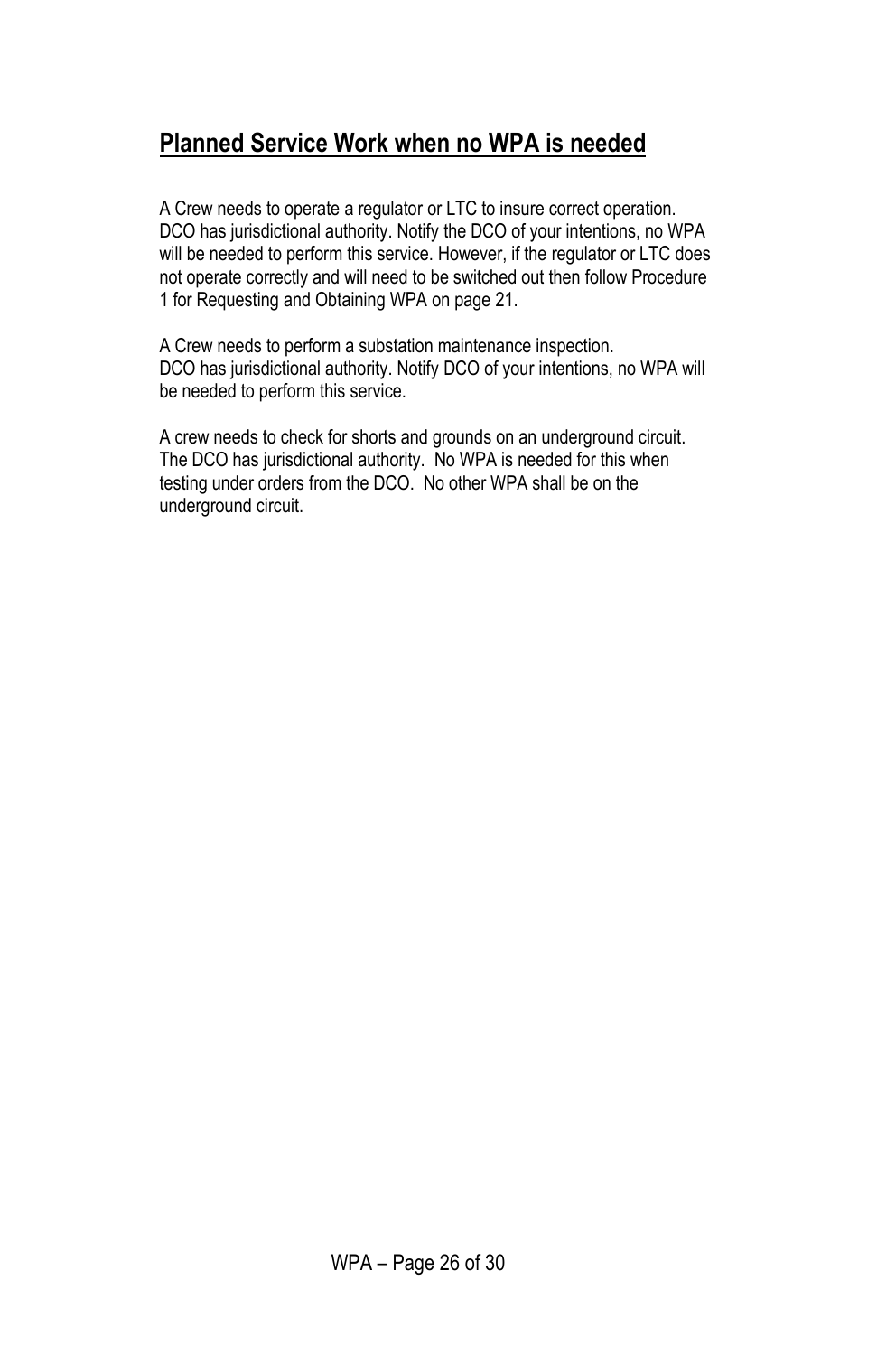## Planned Service Work when no WPA is needed

A Crew needs to operate a regulator or LTC to insure correct operation. DCO has jurisdictional authority. Notify the DCO of your intentions, no WPA will be needed to perform this service. However, if the regulator or LTC does not operate correctly and will need to be switched out then follow Procedure 1 for Requesting and Obtaining WPA on page 21.

A Crew needs to perform a substation maintenance inspection. DCO has jurisdictional authority. Notify DCO of your intentions, no WPA will be needed to perform this service.

A crew needs to check for shorts and grounds on an underground circuit. The DCO has jurisdictional authority. No WPA is needed for this when testing under orders from the DCO. No other WPA shall be on the underground circuit.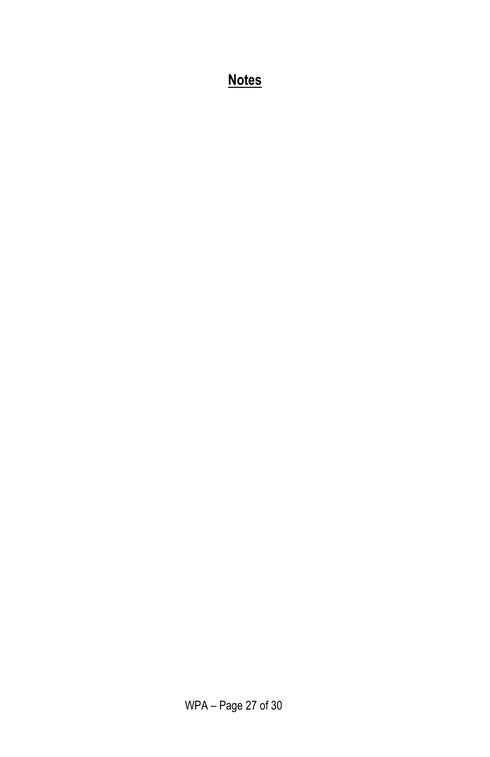## Notes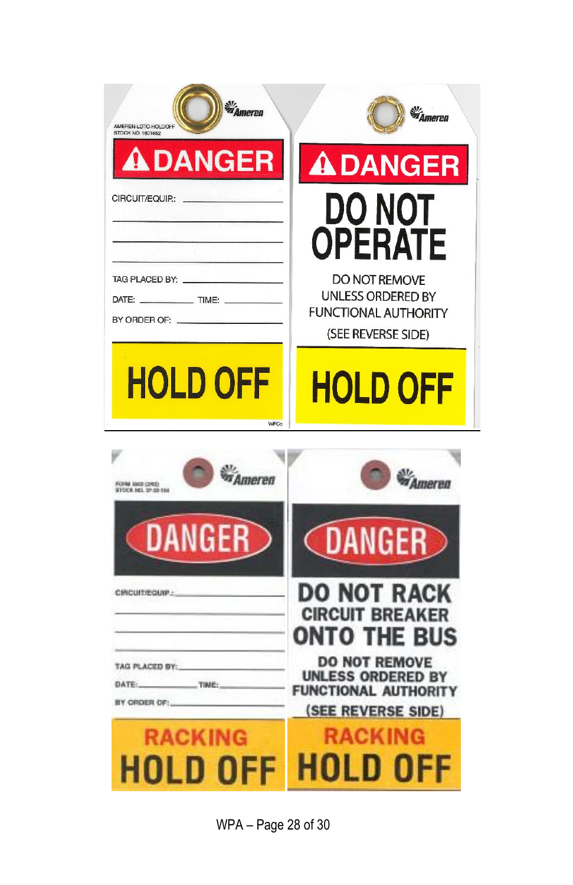Ameren

AMEREN-LOTO-HOLDOFF
STOCK NO. 1801652

**DANGER**

CIRCUIT/EQUIP.: ______________________

______________________

______________________

______________________

TAG PLACED BY: ______________________

DATE: __________ TIME: __________

BY ORDER OF: ______________________

**HOLD OFF**

WFCo

Ameren

**DANGER**

**DO NOT OPERATE**

DO NOT REMOVE
UNLESS ORDERED BY
FUNCTIONAL AUTHORITY

(SEE REVERSE SIDE)

**HOLD OFF**

---

FORM 1002 (2/02)
STOCK NO. 37-22-154

Ameren

**DANGER**

CIRCUIT/EQUIP.: ______________________

______________________

______________________

______________________

TAG PLACED BY: ______________________

DATE: __________ TIME: __________

BY ORDER OF: ______________________

**RACKING**
**HOLD OFF**

Ameren

**DANGER**

**DO NOT RACK**
**CIRCUIT BREAKER**
**ONTO THE BUS**

**DO NOT REMOVE**
**UNLESS ORDERED BY**
**FUNCTIONAL AUTHORITY**

**(SEE REVERSE SIDE)**

**RACKING**
**HOLD OFF**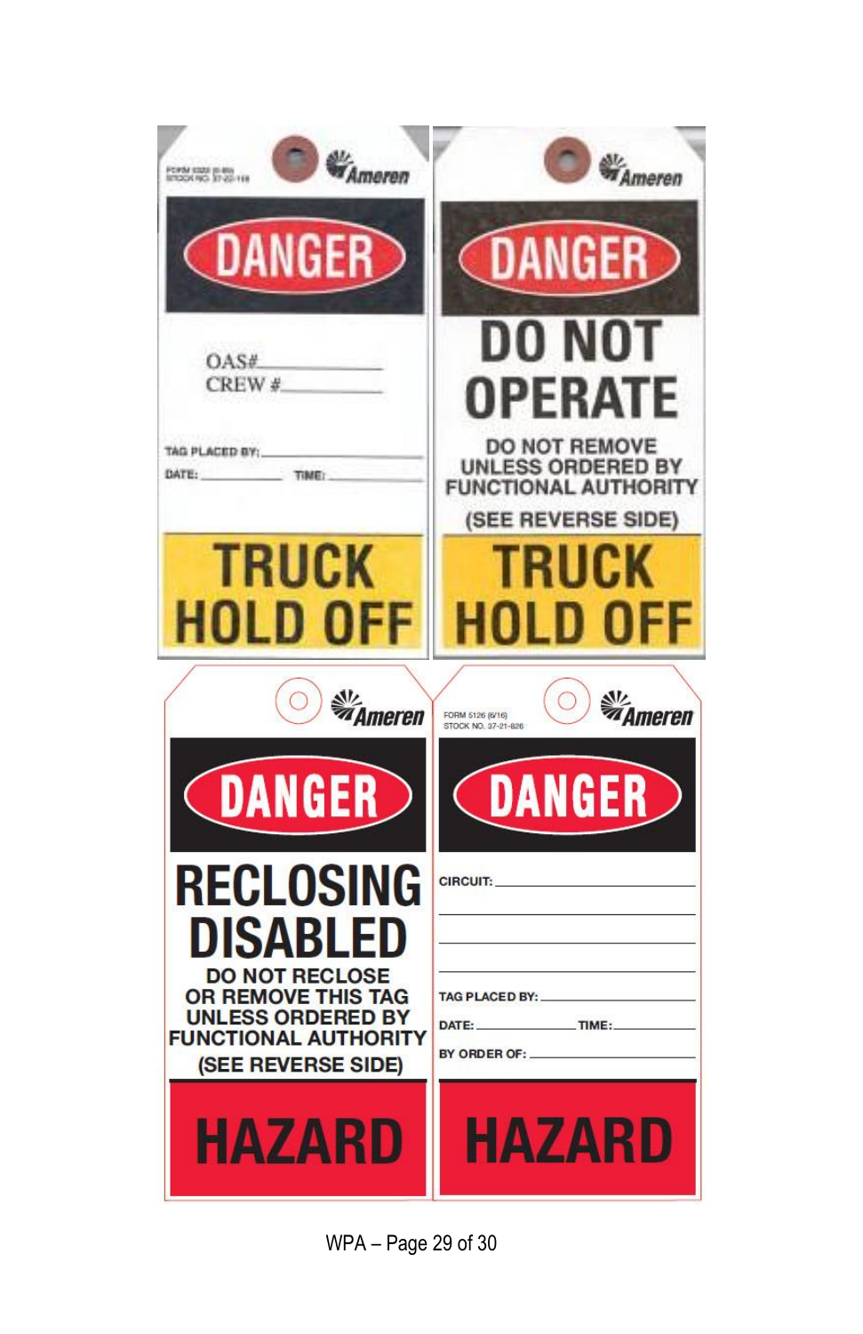FORM 5322 (6-85)
STOCK NO. 37-20-118

Ameren

**DANGER**

OAS#\_\_\_\_\_\_\_\_\_\_\_\_\_\_\_\_

CREW #\_\_\_\_\_\_\_\_\_\_\_\_\_\_

TAG PLACED BY:\_\_\_\_\_\_\_\_\_\_\_\_\_\_\_\_\_\_\_\_

DATE:\_\_\_\_\_\_\_\_\_\_ TIME:\_\_\_\_\_\_\_\_\_\_

**TRUCK HOLD OFF**

---

Ameren

**DANGER**

**DO NOT OPERATE**

**DO NOT REMOVE UNLESS ORDERED BY FUNCTIONAL AUTHORITY**

**(SEE REVERSE SIDE)**

**TRUCK HOLD OFF**

---

Ameren

**DANGER**

**RECLOSING DISABLED**

**DO NOT RECLOSE OR REMOVE THIS TAG UNLESS ORDERED BY FUNCTIONAL AUTHORITY**

**(SEE REVERSE SIDE)**

**HAZARD**

---

FORM 5126 (6/16)
STOCK NO. 37-21-826

Ameren

**DANGER**

CIRCUIT:\_\_\_\_\_\_\_\_\_\_\_\_\_\_\_\_\_\_\_\_

\_\_\_\_\_\_\_\_\_\_\_\_\_\_\_\_\_\_\_\_\_\_\_\_\_\_\_\_

\_\_\_\_\_\_\_\_\_\_\_\_\_\_\_\_\_\_\_\_\_\_\_\_\_\_\_\_

\_\_\_\_\_\_\_\_\_\_\_\_\_\_\_\_\_\_\_\_\_\_\_\_\_\_\_\_

TAG PLACED BY:\_\_\_\_\_\_\_\_\_\_\_\_\_\_\_\_\_\_\_\_

DATE:\_\_\_\_\_\_\_\_\_\_ TIME:\_\_\_\_\_\_\_\_\_\_

BY ORDER OF:\_\_\_\_\_\_\_\_\_\_\_\_\_\_\_\_\_\_\_\_

**HAZARD**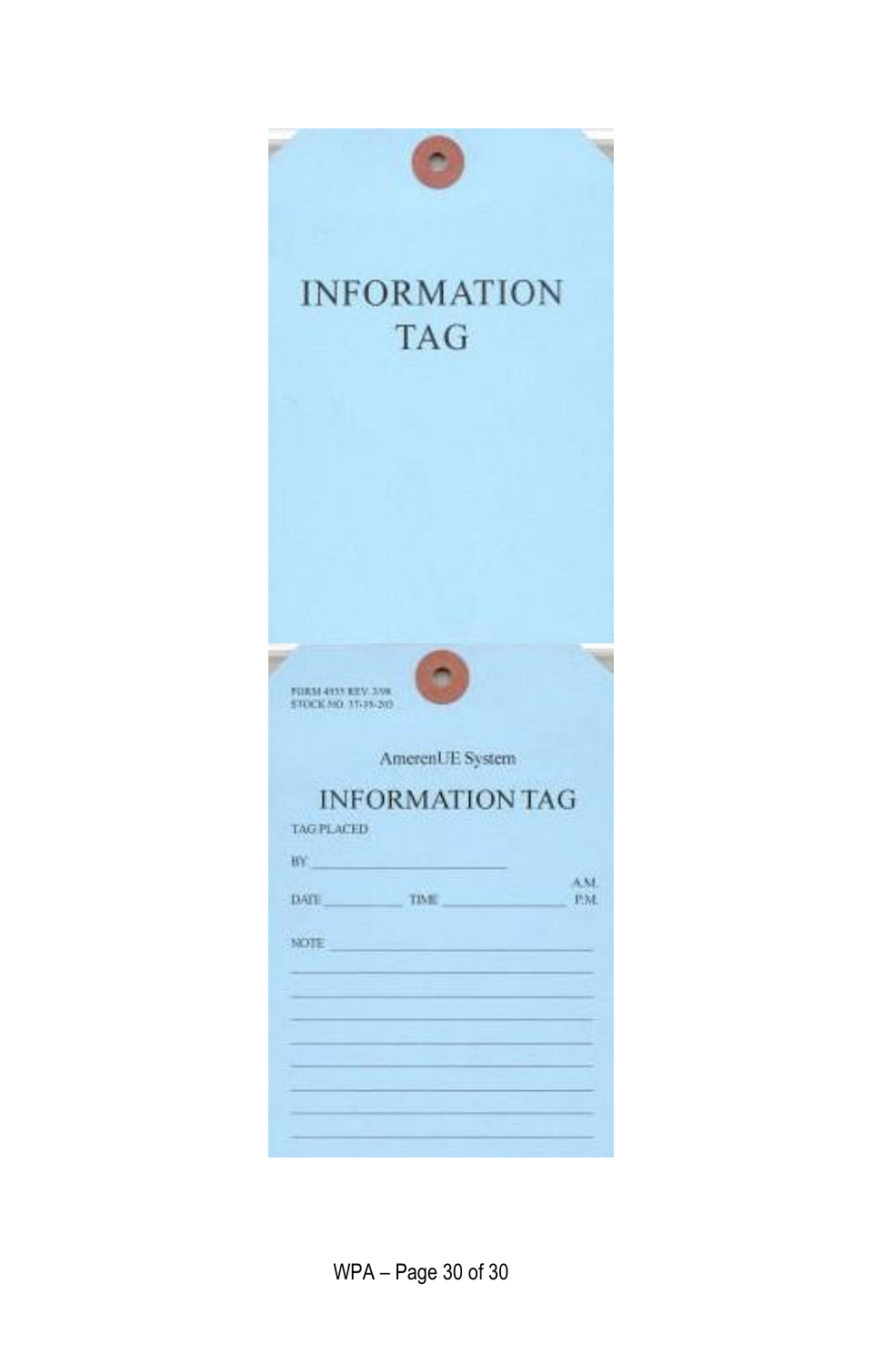INFORMATION
TAG

FORM 4935 REV. 3/98
STOCK NO. 37-19-203

AmerenUE System

INFORMATION TAG

TAG PLACED

BY ____________________

DATE __________ TIME ______________ A.M. P.M.

NOTE ____________________________________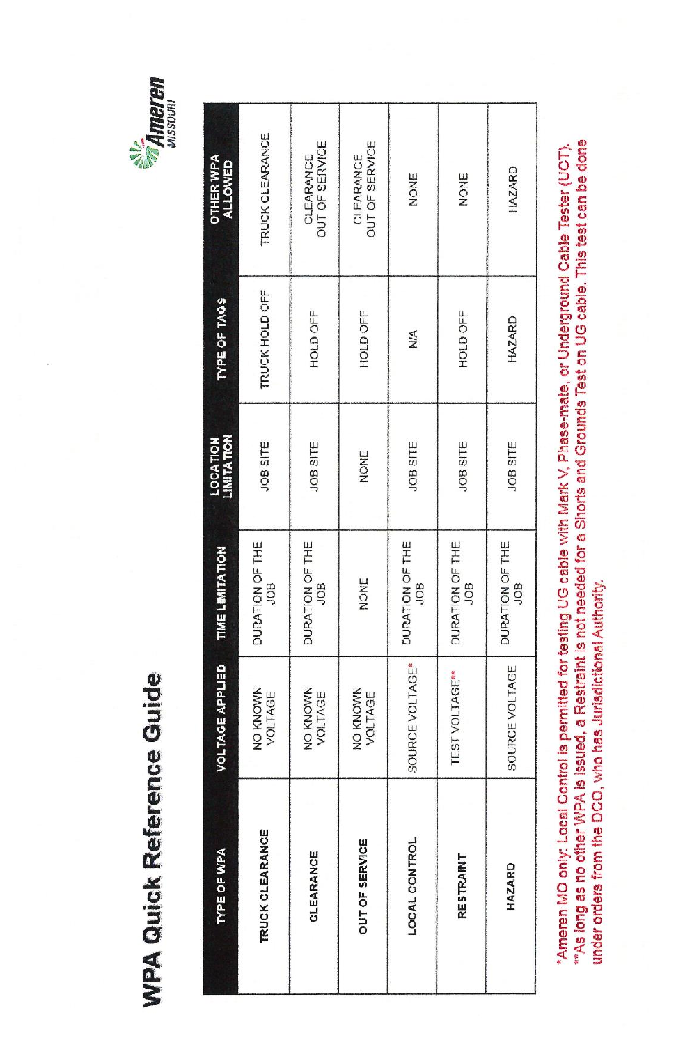# WPA Quick Reference Guide

Ameren MISSOURI

| TYPE OF WPA | VOLTAGE APPLIED | TIME LIMITATION | LOCATION LIMITATION | TYPE OF TAGS | OTHER WPA ALLOWED |
|---|---|---|---|---|---|
| TRUCK CLEARANCE | NO KNOWN VOLTAGE | DURATION OF THE JOB | JOB SITE | TRUCK HOLD OFF | TRUCK CLEARANCE |
| CLEARANCE | NO KNOWN VOLTAGE | DURATION OF THE JOB | JOB SITE | HOLD OFF | CLEARANCE OUT OF SERVICE |
| OUT OF SERVICE | NO KNOWN VOLTAGE | NONE | NONE | HOLD OFF | CLEARANCE OUT OF SERVICE |
| LOCAL CONTROL | SOURCE VOLTAGE* | DURATION OF THE JOB | JOB SITE | N/A | NONE |
| RESTRAINT | TEST VOLTAGE** | DURATION OF THE JOB | JOB SITE | HOLD OFF | NONE |
| HAZARD | SOURCE VOLTAGE | DURATION OF THE JOB | JOB SITE | HAZARD | HAZARD |

*Ameren MO only: Local Control is permitted for testing UG cable with Mark V, Phase-mate, or Underground Cable Tester (UCT).

**As long as no other WPA is issued, a Restraint is not needed for a Shorts and Grounds Test on UG cable. This test can be done under orders from the DCO, who has Jurisdictional Authority.